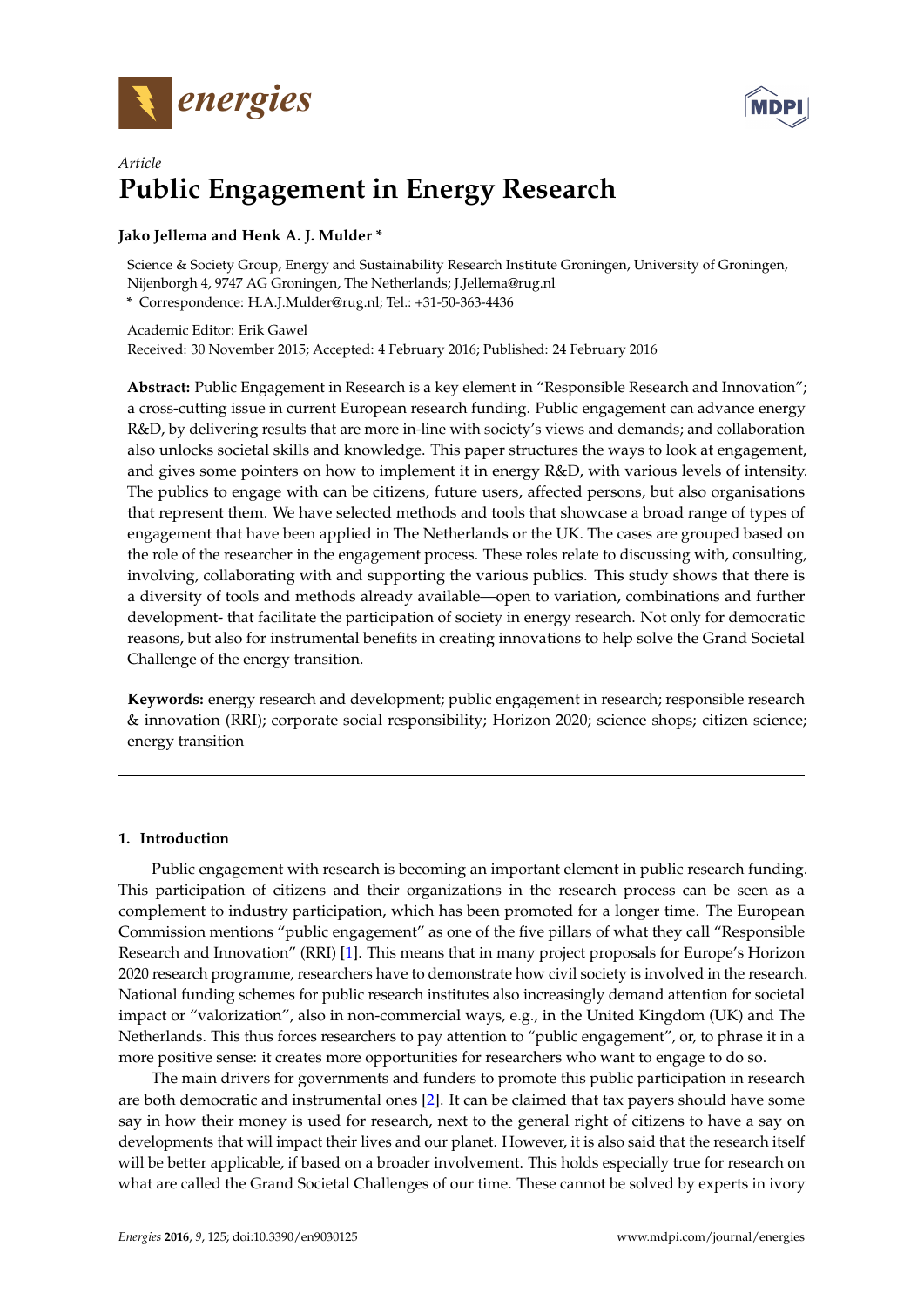*Article*

# Public Engagement in Energy Research

**Jako Jellema and Henk A. J. Mulder ***

Science & Society Group, Energy and Sustainability Research Institute Groningen, University of Groningen, Nijenborgh 4, 9747 AG Groningen, The Netherlands; J.Jellema@rug.nl

***** Correspondence: H.A.J.Mulder@rug.nl; Tel.: +31-50-363-4436

Academic Editor: Erik Gawel

Received: 30 November 2015; Accepted: 4 February 2016; Published: 24 February 2016

**Abstract:** Public Engagement in Research is a key element in "Responsible Research and Innovation"; a cross-cutting issue in current European research funding. Public engagement can advance energy R&D, by delivering results that are more in-line with society's views and demands; and collaboration also unlocks societal skills and knowledge. This paper structures the ways to look at engagement, and gives some pointers on how to implement it in energy R&D, with various levels of intensity. The publics to engage with can be citizens, future users, affected persons, but also organisations that represent them. We have selected methods and tools that showcase a broad range of types of engagement that have been applied in The Netherlands or the UK. The cases are grouped based on the role of the researcher in the engagement process. These roles relate to discussing with, consulting, involving, collaborating with and supporting the various publics. This study shows that there is a diversity of tools and methods already available—open to variation, combinations and further development- that facilitate the participation of society in energy research. Not only for democratic reasons, but also for instrumental benefits in creating innovations to help solve the Grand Societal Challenge of the energy transition.

**Keywords:** energy research and development; public engagement in research; responsible research & innovation (RRI); corporate social responsibility; Horizon 2020; science shops; citizen science; energy transition

## 1. Introduction

Public engagement with research is becoming an important element in public research funding. This participation of citizens and their organizations in the research process can be seen as a complement to industry participation, which has been promoted for a longer time. The European Commission mentions "public engagement" as one of the five pillars of what they call "Responsible Research and Innovation" (RRI) [1]. This means that in many project proposals for Europe's Horizon 2020 research programme, researchers have to demonstrate how civil society is involved in the research. National funding schemes for public research institutes also increasingly demand attention for societal impact or "valorization", also in non-commercial ways, e.g., in the United Kingdom (UK) and The Netherlands. This thus forces researchers to pay attention to "public engagement", or, to phrase it in a more positive sense: it creates more opportunities for researchers who want to engage to do so.

The main drivers for governments and funders to promote this public participation in research are both democratic and instrumental ones [2]. It can be claimed that tax payers should have some say in how their money is used for research, next to the general right of citizens to have a say on developments that will impact their lives and our planet. However, it is also said that the research itself will be better applicable, if based on a broader involvement. This holds especially true for research on what are called the Grand Societal Challenges of our time. These cannot be solved by experts in ivory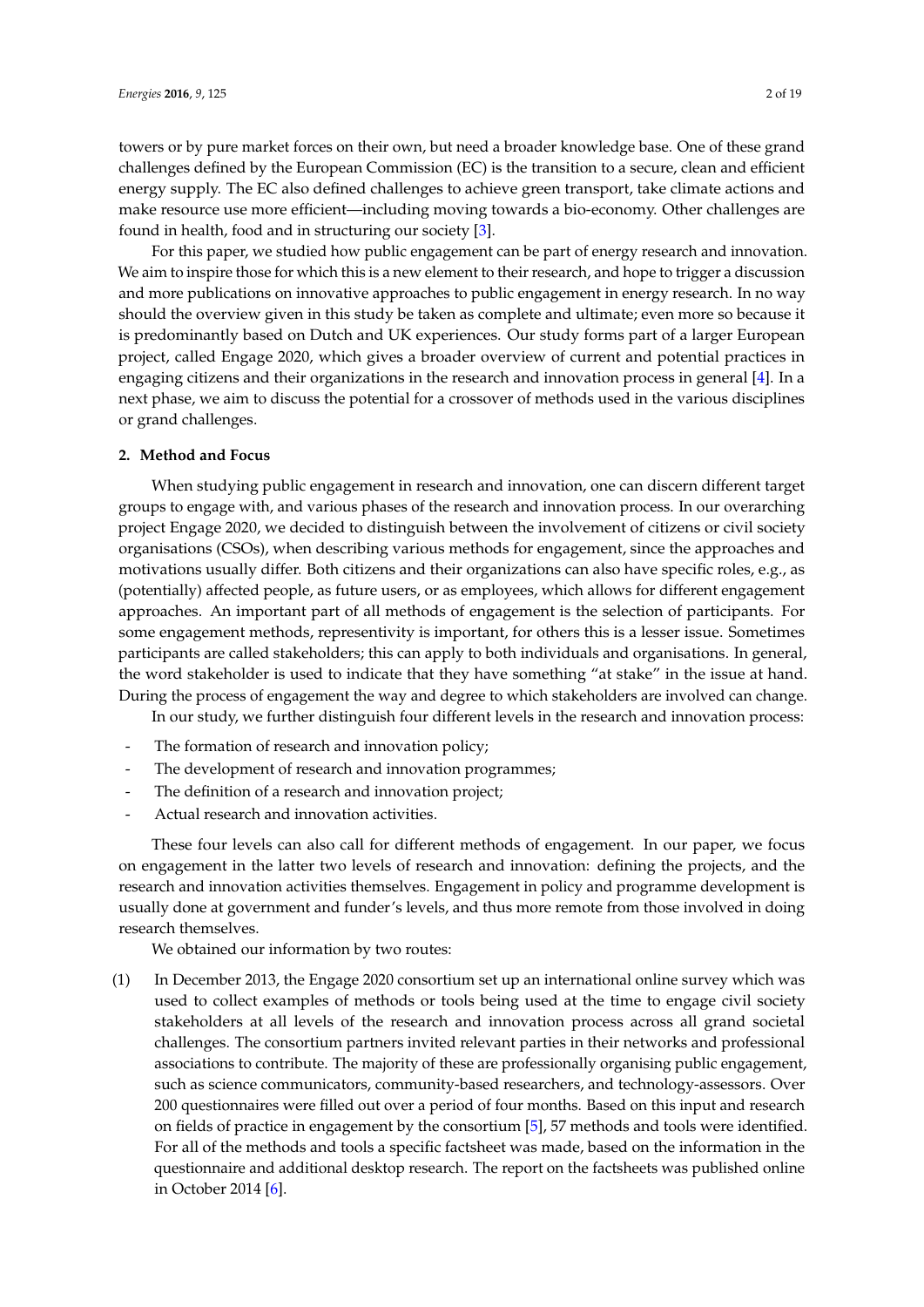towers or by pure market forces on their own, but need a broader knowledge base. One of these grand challenges defined by the European Commission (EC) is the transition to a secure, clean and efficient energy supply. The EC also defined challenges to achieve green transport, take climate actions and make resource use more efficient—including moving towards a bio-economy. Other challenges are found in health, food and in structuring our society [3].

For this paper, we studied how public engagement can be part of energy research and innovation. We aim to inspire those for which this is a new element to their research, and hope to trigger a discussion and more publications on innovative approaches to public engagement in energy research. In no way should the overview given in this study be taken as complete and ultimate; even more so because it is predominantly based on Dutch and UK experiences. Our study forms part of a larger European project, called Engage 2020, which gives a broader overview of current and potential practices in engaging citizens and their organizations in the research and innovation process in general [4]. In a next phase, we aim to discuss the potential for a crossover of methods used in the various disciplines or grand challenges.

## 2. Method and Focus

When studying public engagement in research and innovation, one can discern different target groups to engage with, and various phases of the research and innovation process. In our overarching project Engage 2020, we decided to distinguish between the involvement of citizens or civil society organisations (CSOs), when describing various methods for engagement, since the approaches and motivations usually differ. Both citizens and their organizations can also have specific roles, e.g., as (potentially) affected people, as future users, or as employees, which allows for different engagement approaches. An important part of all methods of engagement is the selection of participants. For some engagement methods, representivity is important, for others this is a lesser issue. Sometimes participants are called stakeholders; this can apply to both individuals and organisations. In general, the word stakeholder is used to indicate that they have something "at stake" in the issue at hand. During the process of engagement the way and degree to which stakeholders are involved can change.

In our study, we further distinguish four different levels in the research and innovation process:

- The formation of research and innovation policy;
- The development of research and innovation programmes;
- The definition of a research and innovation project;
- Actual research and innovation activities.

These four levels can also call for different methods of engagement. In our paper, we focus on engagement in the latter two levels of research and innovation: defining the projects, and the research and innovation activities themselves. Engagement in policy and programme development is usually done at government and funder's levels, and thus more remote from those involved in doing research themselves.

We obtained our information by two routes:

(1) In December 2013, the Engage 2020 consortium set up an international online survey which was used to collect examples of methods or tools being used at the time to engage civil society stakeholders at all levels of the research and innovation process across all grand societal challenges. The consortium partners invited relevant parties in their networks and professional associations to contribute. The majority of these are professionally organising public engagement, such as science communicators, community-based researchers, and technology-assessors. Over 200 questionnaires were filled out over a period of four months. Based on this input and research on fields of practice in engagement by the consortium [5], 57 methods and tools were identified. For all of the methods and tools a specific factsheet was made, based on the information in the questionnaire and additional desktop research. The report on the factsheets was published online in October 2014 [6].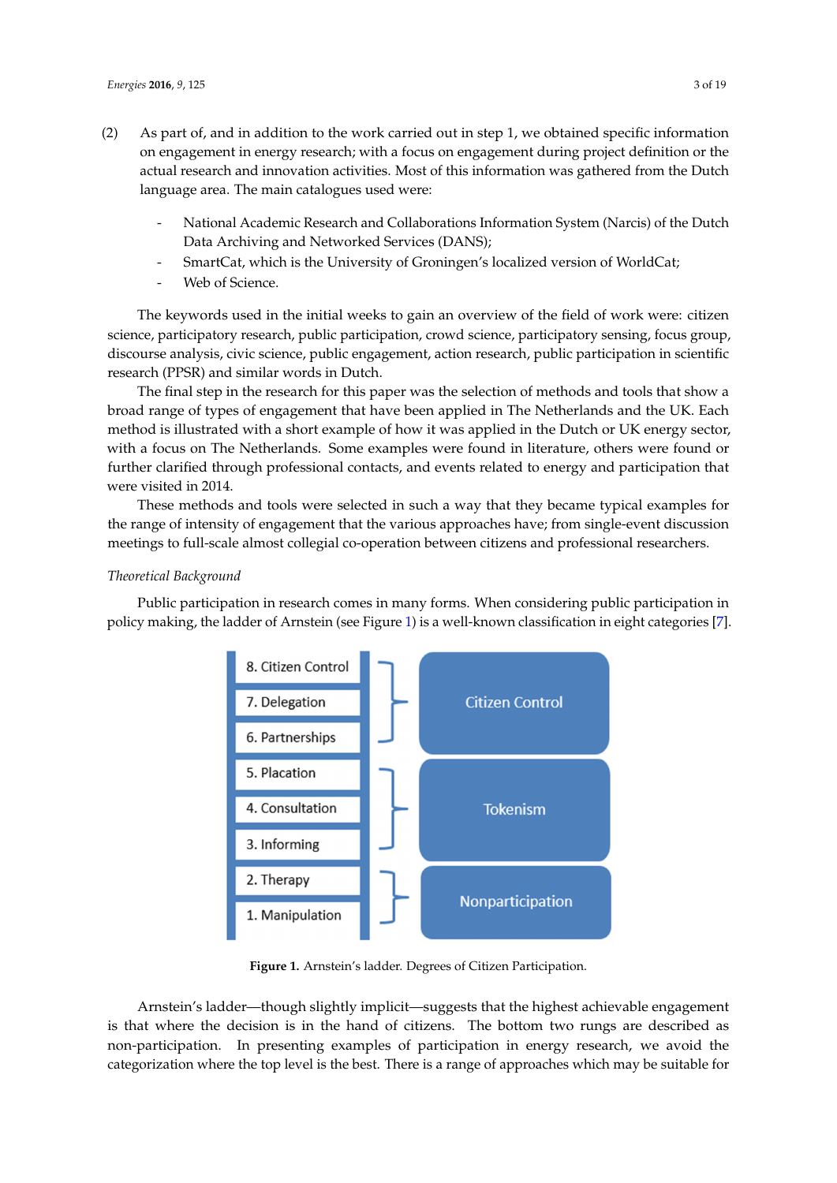(2) As part of, and in addition to the work carried out in step 1, we obtained specific information on engagement in energy research; with a focus on engagement during project definition or the actual research and innovation activities. Most of this information was gathered from the Dutch language area. The main catalogues used were:

- National Academic Research and Collaborations Information System (Narcis) of the Dutch Data Archiving and Networked Services (DANS);
- SmartCat, which is the University of Groningen's localized version of WorldCat;
- Web of Science.

The keywords used in the initial weeks to gain an overview of the field of work were: citizen science, participatory research, public participation, crowd science, participatory sensing, focus group, discourse analysis, civic science, public engagement, action research, public participation in scientific research (PPSR) and similar words in Dutch.

The final step in the research for this paper was the selection of methods and tools that show a broad range of types of engagement that have been applied in The Netherlands and the UK. Each method is illustrated with a short example of how it was applied in the Dutch or UK energy sector, with a focus on The Netherlands. Some examples were found in literature, others were found or further clarified through professional contacts, and events related to energy and participation that were visited in 2014.

These methods and tools were selected in such a way that they became typical examples for the range of intensity of engagement that the various approaches have; from single-event discussion meetings to full-scale almost collegial co-operation between citizens and professional researchers.

*Theoretical Background*

Public participation in research comes in many forms. When considering public participation in policy making, the ladder of Arnstein (see Figure 1) is a well-known classification in eight categories [7].

| Rung | Category |
|---|---|
| 8. Citizen Control | Citizen Control |
| 7. Delegation | |
| 6. Partnerships | |
| 5. Placation | Tokenism |
| 4. Consultation | |
| 3. Informing | |
| 2. Therapy | Nonparticipation |
| 1. Manipulation | |

**Figure 1.** Arnstein's ladder. Degrees of Citizen Participation.

Arnstein's ladder—though slightly implicit—suggests that the highest achievable engagement is that where the decision is in the hand of citizens. The bottom two rungs are described as non-participation. In presenting examples of participation in energy research, we avoid the categorization where the top level is the best. There is a range of approaches which may be suitable for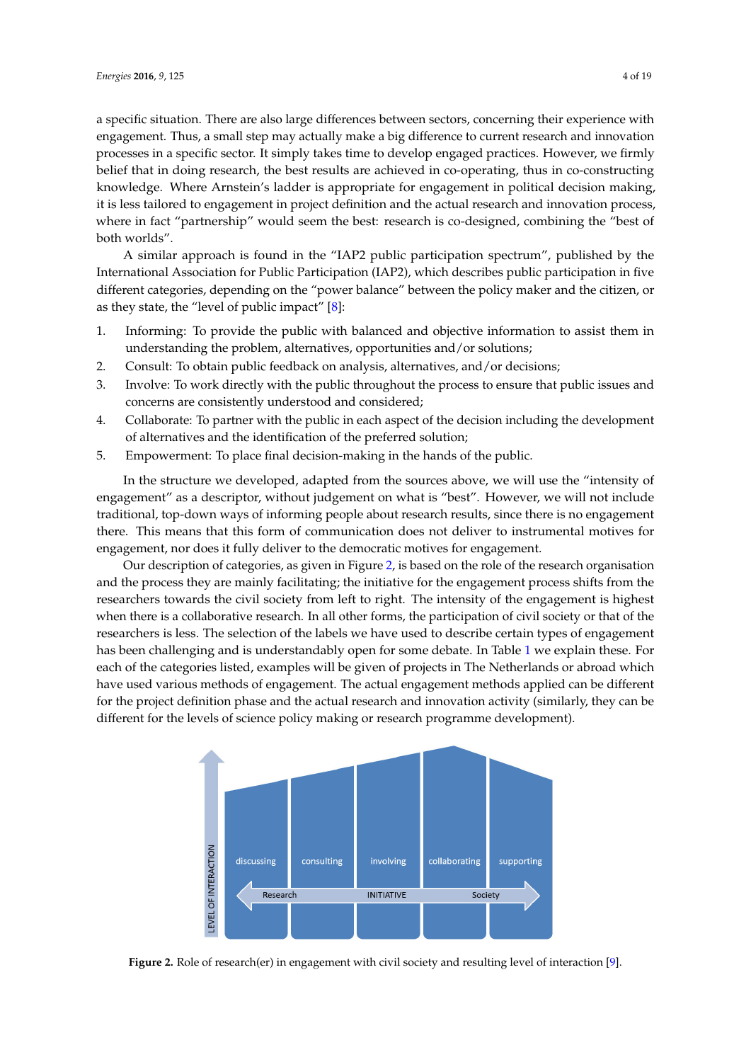a specific situation. There are also large differences between sectors, concerning their experience with engagement. Thus, a small step may actually make a big difference to current research and innovation processes in a specific sector. It simply takes time to develop engaged practices. However, we firmly belief that in doing research, the best results are achieved in co-operating, thus in co-constructing knowledge. Where Arnstein's ladder is appropriate for engagement in political decision making, it is less tailored to engagement in project definition and the actual research and innovation process, where in fact "partnership" would seem the best: research is co-designed, combining the "best of both worlds".

A similar approach is found in the "IAP2 public participation spectrum", published by the International Association for Public Participation (IAP2), which describes public participation in five different categories, depending on the "power balance" between the policy maker and the citizen, or as they state, the "level of public impact" [8]:

1. Informing: To provide the public with balanced and objective information to assist them in understanding the problem, alternatives, opportunities and/or solutions;
2. Consult: To obtain public feedback on analysis, alternatives, and/or decisions;
3. Involve: To work directly with the public throughout the process to ensure that public issues and concerns are consistently understood and considered;
4. Collaborate: To partner with the public in each aspect of the decision including the development of alternatives and the identification of the preferred solution;
5. Empowerment: To place final decision-making in the hands of the public.

In the structure we developed, adapted from the sources above, we will use the "intensity of engagement" as a descriptor, without judgement on what is "best". However, we will not include traditional, top-down ways of informing people about research results, since there is no engagement there. This means that this form of communication does not deliver to instrumental motives for engagement, nor does it fully deliver to the democratic motives for engagement.

Our description of categories, as given in Figure 2, is based on the role of the research organisation and the process they are mainly facilitating; the initiative for the engagement process shifts from the researchers towards the civil society from left to right. The intensity of the engagement is highest when there is a collaborative research. In all other forms, the participation of civil society or that of the researchers is less. The selection of the labels we have used to describe certain types of engagement has been challenging and is understandably open for some debate. In Table 1 we explain these. For each of the categories listed, examples will be given of projects in The Netherlands or abroad which have used various methods of engagement. The actual engagement methods applied can be different for the project definition phase and the actual research and innovation activity (similarly, they can be different for the levels of science policy making or research programme development).

**Figure 2.** Role of research(er) in engagement with civil society and resulting level of interaction [9].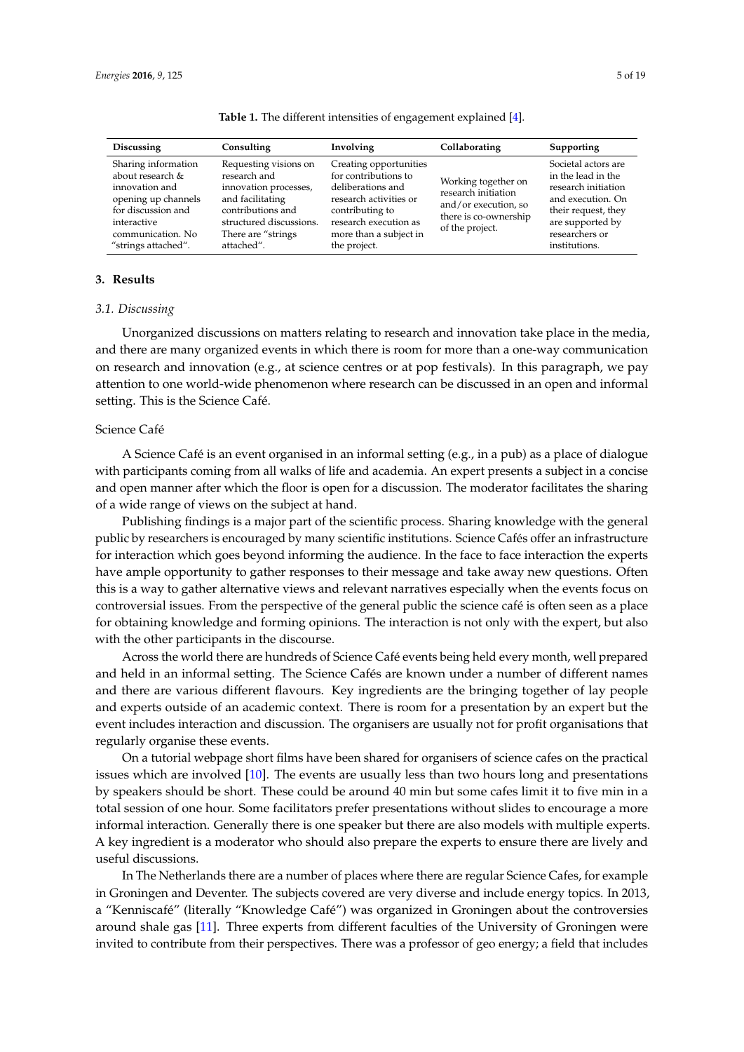**Table 1.** The different intensities of engagement explained [4].

| Discussing | Consulting | Involving | Collaborating | Supporting |
|---|---|---|---|---|
| Sharing information about research & innovation and opening up channels for discussion and interactive communication. No "strings attached". | Requesting visions on research and innovation processes, and facilitating contributions and structured discussions. There are "strings attached". | Creating opportunities for contributions to deliberations and research activities or contributing to research execution as more than a subject in the project. | Working together on research initiation and/or execution, so there is co-ownership of the project. | Societal actors are in the lead in the research initiation and execution. On their request, they are supported by researchers or institutions. |

## 3. Results

### 3.1. Discussing

Unorganized discussions on matters relating to research and innovation take place in the media, and there are many organized events in which there is room for more than a one-way communication on research and innovation (e.g., at science centres or at pop festivals). In this paragraph, we pay attention to one world-wide phenomenon where research can be discussed in an open and informal setting. This is the Science Café.

Science Café

A Science Café is an event organised in an informal setting (e.g., in a pub) as a place of dialogue with participants coming from all walks of life and academia. An expert presents a subject in a concise and open manner after which the floor is open for a discussion. The moderator facilitates the sharing of a wide range of views on the subject at hand.

Publishing findings is a major part of the scientific process. Sharing knowledge with the general public by researchers is encouraged by many scientific institutions. Science Cafés offer an infrastructure for interaction which goes beyond informing the audience. In the face to face interaction the experts have ample opportunity to gather responses to their message and take away new questions. Often this is a way to gather alternative views and relevant narratives especially when the events focus on controversial issues. From the perspective of the general public the science café is often seen as a place for obtaining knowledge and forming opinions. The interaction is not only with the expert, but also with the other participants in the discourse.

Across the world there are hundreds of Science Café events being held every month, well prepared and held in an informal setting. The Science Cafés are known under a number of different names and there are various different flavours. Key ingredients are the bringing together of lay people and experts outside of an academic context. There is room for a presentation by an expert but the event includes interaction and discussion. The organisers are usually not for profit organisations that regularly organise these events.

On a tutorial webpage short films have been shared for organisers of science cafes on the practical issues which are involved [10]. The events are usually less than two hours long and presentations by speakers should be short. These could be around 40 min but some cafes limit it to five min in a total session of one hour. Some facilitators prefer presentations without slides to encourage a more informal interaction. Generally there is one speaker but there are also models with multiple experts. A key ingredient is a moderator who should also prepare the experts to ensure there are lively and useful discussions.

In The Netherlands there are a number of places where there are regular Science Cafes, for example in Groningen and Deventer. The subjects covered are very diverse and include energy topics. In 2013, a "Kenniscafé" (literally "Knowledge Café") was organized in Groningen about the controversies around shale gas [11]. Three experts from different faculties of the University of Groningen were invited to contribute from their perspectives. There was a professor of geo energy; a field that includes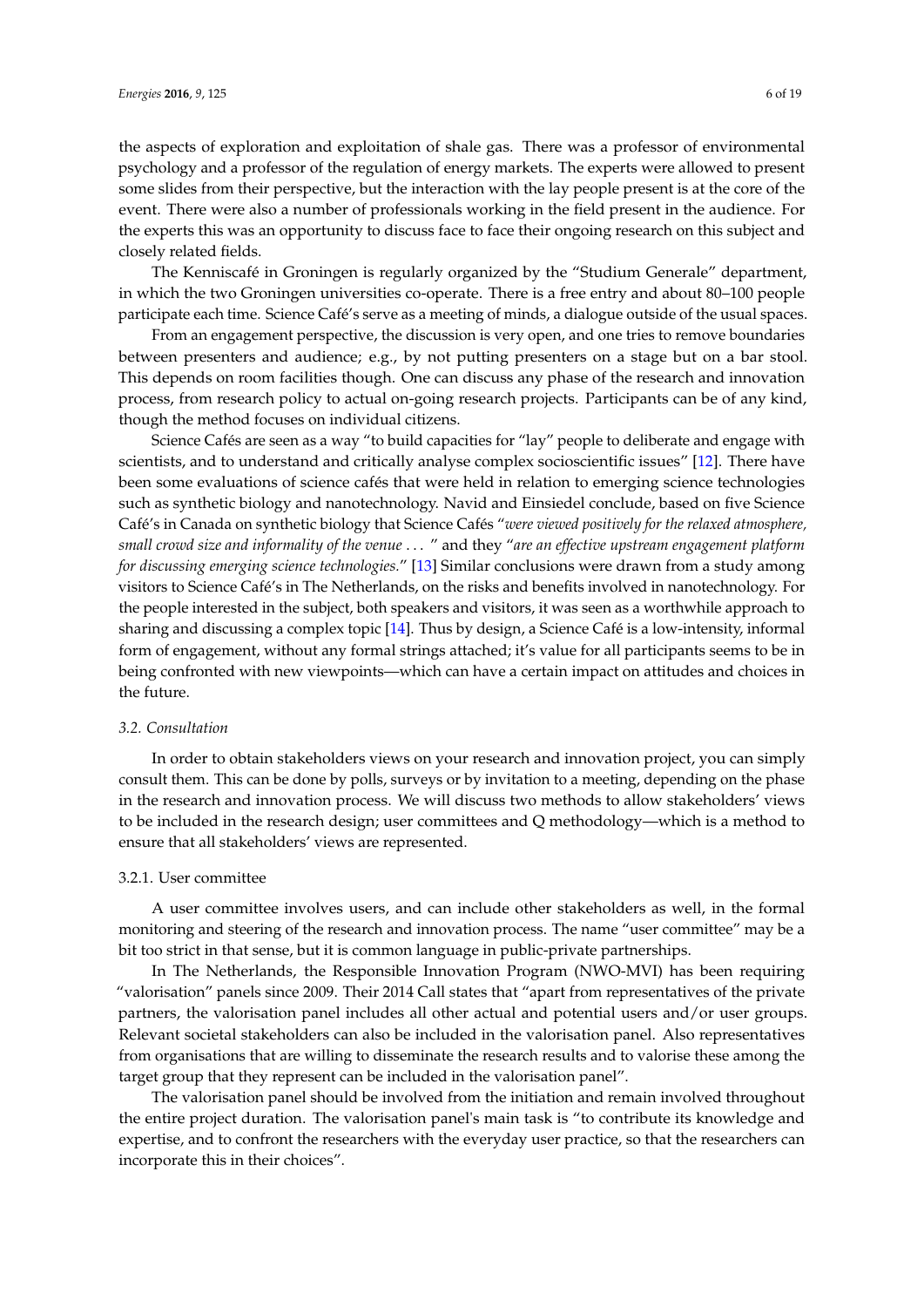the aspects of exploration and exploitation of shale gas. There was a professor of environmental psychology and a professor of the regulation of energy markets. The experts were allowed to present some slides from their perspective, but the interaction with the lay people present is at the core of the event. There were also a number of professionals working in the field present in the audience. For the experts this was an opportunity to discuss face to face their ongoing research on this subject and closely related fields.

The Kenniscafé in Groningen is regularly organized by the "Studium Generale" department, in which the two Groningen universities co-operate. There is a free entry and about 80–100 people participate each time. Science Café's serve as a meeting of minds, a dialogue outside of the usual spaces.

From an engagement perspective, the discussion is very open, and one tries to remove boundaries between presenters and audience; e.g., by not putting presenters on a stage but on a bar stool. This depends on room facilities though. One can discuss any phase of the research and innovation process, from research policy to actual on-going research projects. Participants can be of any kind, though the method focuses on individual citizens.

Science Cafés are seen as a way "to build capacities for "lay" people to deliberate and engage with scientists, and to understand and critically analyse complex socioscientific issues" [12]. There have been some evaluations of science cafés that were held in relation to emerging science technologies such as synthetic biology and nanotechnology. Navid and Einsiedel conclude, based on five Science Café's in Canada on synthetic biology that Science Cafés "*were viewed positively for the relaxed atmosphere, small crowd size and informality of the venue* ... " and they "*are an effective upstream engagement platform for discussing emerging science technologies.*" [13] Similar conclusions were drawn from a study among visitors to Science Café's in The Netherlands, on the risks and benefits involved in nanotechnology. For the people interested in the subject, both speakers and visitors, it was seen as a worthwhile approach to sharing and discussing a complex topic [14]. Thus by design, a Science Café is a low-intensity, informal form of engagement, without any formal strings attached; it's value for all participants seems to be in being confronted with new viewpoints—which can have a certain impact on attitudes and choices in the future.

### *3.2. Consultation*

In order to obtain stakeholders views on your research and innovation project, you can simply consult them. This can be done by polls, surveys or by invitation to a meeting, depending on the phase in the research and innovation process. We will discuss two methods to allow stakeholders' views to be included in the research design; user committees and Q methodology—which is a method to ensure that all stakeholders' views are represented.

#### 3.2.1. User committee

A user committee involves users, and can include other stakeholders as well, in the formal monitoring and steering of the research and innovation process. The name "user committee" may be a bit too strict in that sense, but it is common language in public-private partnerships.

In The Netherlands, the Responsible Innovation Program (NWO-MVI) has been requiring "valorisation" panels since 2009. Their 2014 Call states that "apart from representatives of the private partners, the valorisation panel includes all other actual and potential users and/or user groups. Relevant societal stakeholders can also be included in the valorisation panel. Also representatives from organisations that are willing to disseminate the research results and to valorise these among the target group that they represent can be included in the valorisation panel".

The valorisation panel should be involved from the initiation and remain involved throughout the entire project duration. The valorisation panel's main task is "to contribute its knowledge and expertise, and to confront the researchers with the everyday user practice, so that the researchers can incorporate this in their choices".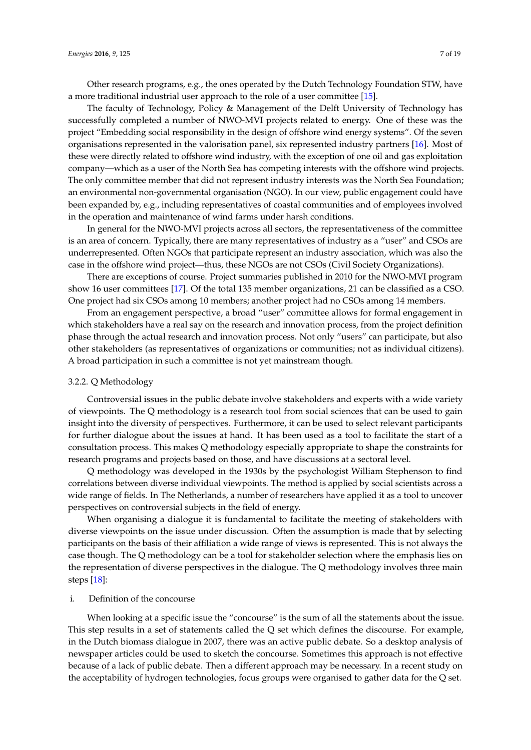Other research programs, e.g., the ones operated by the Dutch Technology Foundation STW, have a more traditional industrial user approach to the role of a user committee [15].

The faculty of Technology, Policy & Management of the Delft University of Technology has successfully completed a number of NWO-MVI projects related to energy. One of these was the project "Embedding social responsibility in the design of offshore wind energy systems". Of the seven organisations represented in the valorisation panel, six represented industry partners [16]. Most of these were directly related to offshore wind industry, with the exception of one oil and gas exploitation company—which as a user of the North Sea has competing interests with the offshore wind projects. The only committee member that did not represent industry interests was the North Sea Foundation; an environmental non-governmental organisation (NGO). In our view, public engagement could have been expanded by, e.g., including representatives of coastal communities and of employees involved in the operation and maintenance of wind farms under harsh conditions.

In general for the NWO-MVI projects across all sectors, the representativeness of the committee is an area of concern. Typically, there are many representatives of industry as a "user" and CSOs are underrepresented. Often NGOs that participate represent an industry association, which was also the case in the offshore wind project—thus, these NGOs are not CSOs (Civil Society Organizations).

There are exceptions of course. Project summaries published in 2010 for the NWO-MVI program show 16 user committees [17]. Of the total 135 member organizations, 21 can be classified as a CSO. One project had six CSOs among 10 members; another project had no CSOs among 14 members.

From an engagement perspective, a broad "user" committee allows for formal engagement in which stakeholders have a real say on the research and innovation process, from the project definition phase through the actual research and innovation process. Not only "users" can participate, but also other stakeholders (as representatives of organizations or communities; not as individual citizens). A broad participation in such a committee is not yet mainstream though.

#### 3.2.2. Q Methodology

Controversial issues in the public debate involve stakeholders and experts with a wide variety of viewpoints. The Q methodology is a research tool from social sciences that can be used to gain insight into the diversity of perspectives. Furthermore, it can be used to select relevant participants for further dialogue about the issues at hand. It has been used as a tool to facilitate the start of a consultation process. This makes Q methodology especially appropriate to shape the constraints for research programs and projects based on those, and have discussions at a sectoral level.

Q methodology was developed in the 1930s by the psychologist William Stephenson to find correlations between diverse individual viewpoints. The method is applied by social scientists across a wide range of fields. In The Netherlands, a number of researchers have applied it as a tool to uncover perspectives on controversial subjects in the field of energy.

When organising a dialogue it is fundamental to facilitate the meeting of stakeholders with diverse viewpoints on the issue under discussion. Often the assumption is made that by selecting participants on the basis of their affiliation a wide range of views is represented. This is not always the case though. The Q methodology can be a tool for stakeholder selection where the emphasis lies on the representation of diverse perspectives in the dialogue. The Q methodology involves three main steps [18]:

i. Definition of the concourse

When looking at a specific issue the "concourse" is the sum of all the statements about the issue. This step results in a set of statements called the Q set which defines the discourse. For example, in the Dutch biomass dialogue in 2007, there was an active public debate. So a desktop analysis of newspaper articles could be used to sketch the concourse. Sometimes this approach is not effective because of a lack of public debate. Then a different approach may be necessary. In a recent study on the acceptability of hydrogen technologies, focus groups were organised to gather data for the Q set.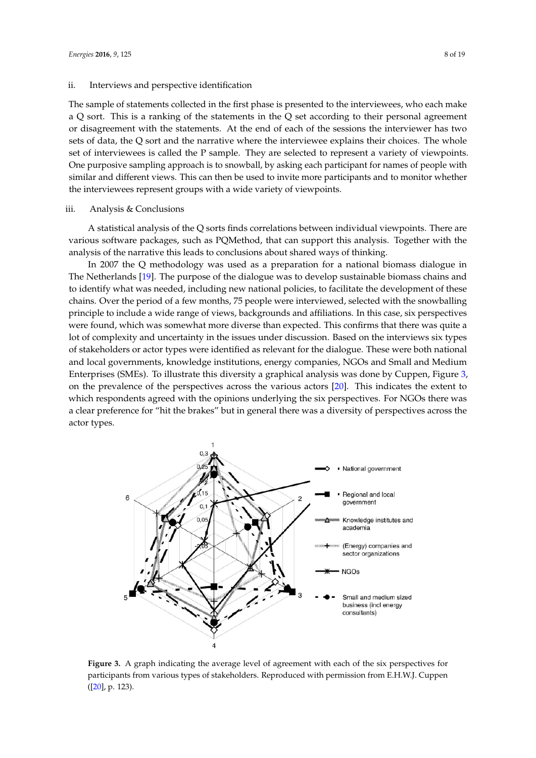ii. Interviews and perspective identification

The sample of statements collected in the first phase is presented to the interviewees, who each make a Q sort. This is a ranking of the statements in the Q set according to their personal agreement or disagreement with the statements. At the end of each of the sessions the interviewer has two sets of data, the Q sort and the narrative where the interviewee explains their choices. The whole set of interviewees is called the P sample. They are selected to represent a variety of viewpoints. One purposive sampling approach is to snowball, by asking each participant for names of people with similar and different views. This can then be used to invite more participants and to monitor whether the interviewees represent groups with a wide variety of viewpoints.

iii. Analysis & Conclusions

A statistical analysis of the Q sorts finds correlations between individual viewpoints. There are various software packages, such as PQMethod, that can support this analysis. Together with the analysis of the narrative this leads to conclusions about shared ways of thinking.

In 2007 the Q methodology was used as a preparation for a national biomass dialogue in The Netherlands [19]. The purpose of the dialogue was to develop sustainable biomass chains and to identify what was needed, including new national policies, to facilitate the development of these chains. Over the period of a few months, 75 people were interviewed, selected with the snowballing principle to include a wide range of views, backgrounds and affiliations. In this case, six perspectives were found, which was somewhat more diverse than expected. This confirms that there was quite a lot of complexity and uncertainty in the issues under discussion. Based on the interviews six types of stakeholders or actor types were identified as relevant for the dialogue. These were both national and local governments, knowledge institutions, energy companies, NGOs and Small and Medium Enterprises (SMEs). To illustrate this diversity a graphical analysis was done by Cuppen, Figure 3, on the prevalence of the perspectives across the various actors [20]. This indicates the extent to which respondents agreed with the opinions underlying the six perspectives. For NGOs there was a clear preference for "hit the brakes" but in general there was a diversity of perspectives across the actor types.

**Figure 3.** A graph indicating the average level of agreement with each of the six perspectives for participants from various types of stakeholders. Reproduced with permission from E.H.W.J. Cuppen ([20], p. 123).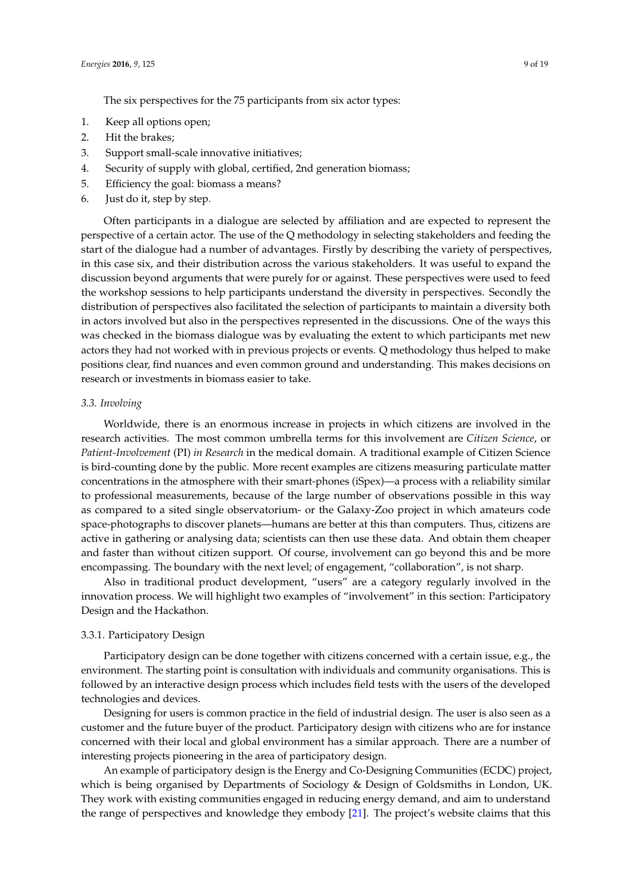The six perspectives for the 75 participants from six actor types:

1. Keep all options open;
2. Hit the brakes;
3. Support small-scale innovative initiatives;
4. Security of supply with global, certified, 2nd generation biomass;
5. Efficiency the goal: biomass a means?
6. Just do it, step by step.

Often participants in a dialogue are selected by affiliation and are expected to represent the perspective of a certain actor. The use of the Q methodology in selecting stakeholders and feeding the start of the dialogue had a number of advantages. Firstly by describing the variety of perspectives, in this case six, and their distribution across the various stakeholders. It was useful to expand the discussion beyond arguments that were purely for or against. These perspectives were used to feed the workshop sessions to help participants understand the diversity in perspectives. Secondly the distribution of perspectives also facilitated the selection of participants to maintain a diversity both in actors involved but also in the perspectives represented in the discussions. One of the ways this was checked in the biomass dialogue was by evaluating the extent to which participants met new actors they had not worked with in previous projects or events. Q methodology thus helped to make positions clear, find nuances and even common ground and understanding. This makes decisions on research or investments in biomass easier to take.

### *3.3. Involving*

Worldwide, there is an enormous increase in projects in which citizens are involved in the research activities. The most common umbrella terms for this involvement are *Citizen Science*, or *Patient-Involvement* (PI) *in Research* in the medical domain. A traditional example of Citizen Science is bird-counting done by the public. More recent examples are citizens measuring particulate matter concentrations in the atmosphere with their smart-phones (iSpex)—a process with a reliability similar to professional measurements, because of the large number of observations possible in this way as compared to a sited single observatorium- or the Galaxy-Zoo project in which amateurs code space-photographs to discover planets—humans are better at this than computers. Thus, citizens are active in gathering or analysing data; scientists can then use these data. And obtain them cheaper and faster than without citizen support. Of course, involvement can go beyond this and be more encompassing. The boundary with the next level; of engagement, "collaboration", is not sharp.

Also in traditional product development, "users" are a category regularly involved in the innovation process. We will highlight two examples of "involvement" in this section: Participatory Design and the Hackathon.

#### 3.3.1. Participatory Design

Participatory design can be done together with citizens concerned with a certain issue, e.g., the environment. The starting point is consultation with individuals and community organisations. This is followed by an interactive design process which includes field tests with the users of the developed technologies and devices.

Designing for users is common practice in the field of industrial design. The user is also seen as a customer and the future buyer of the product. Participatory design with citizens who are for instance concerned with their local and global environment has a similar approach. There are a number of interesting projects pioneering in the area of participatory design.

An example of participatory design is the Energy and Co-Designing Communities (ECDC) project, which is being organised by Departments of Sociology & Design of Goldsmiths in London, UK. They work with existing communities engaged in reducing energy demand, and aim to understand the range of perspectives and knowledge they embody [21]. The project's website claims that this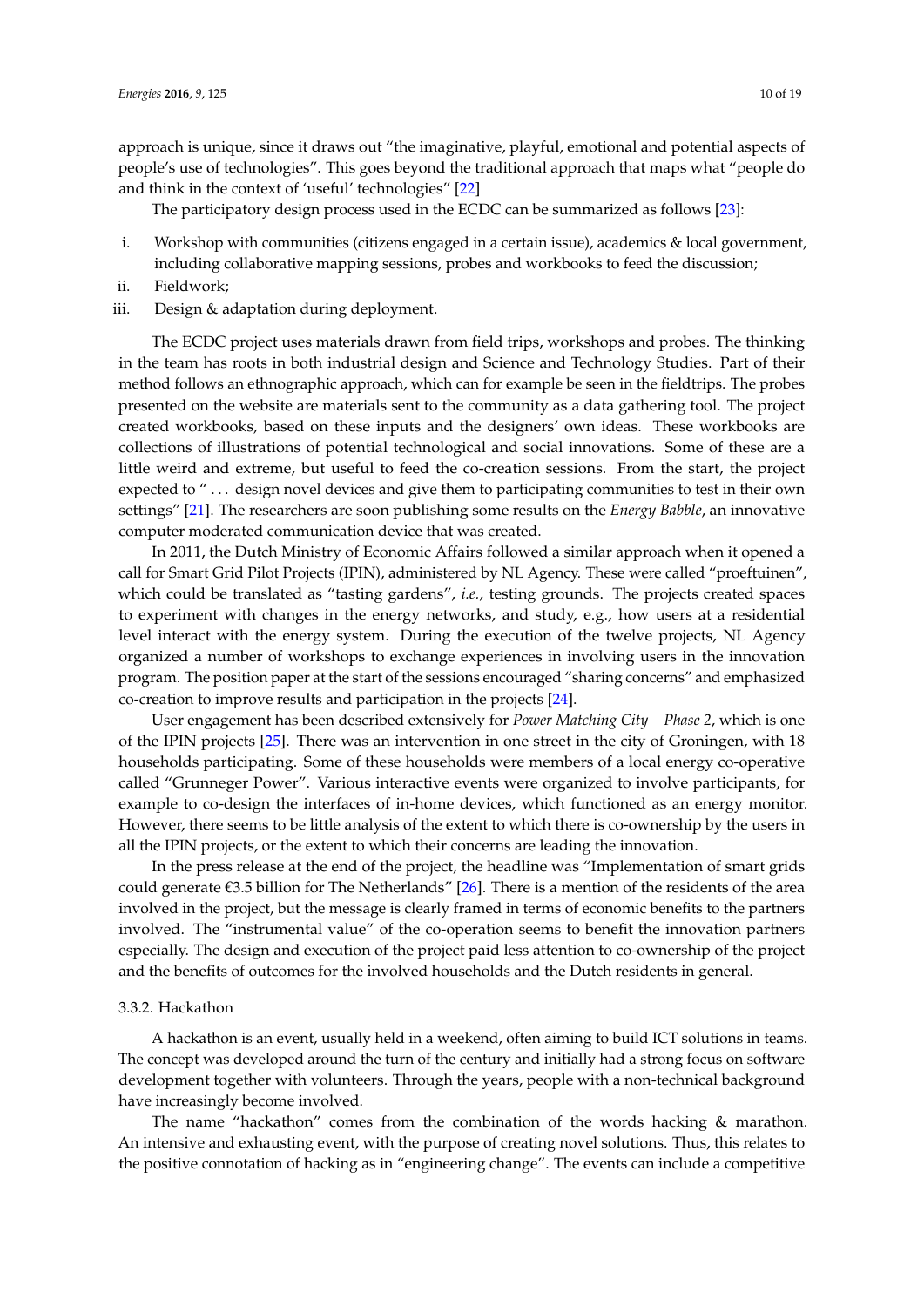approach is unique, since it draws out "the imaginative, playful, emotional and potential aspects of people's use of technologies". This goes beyond the traditional approach that maps what "people do and think in the context of 'useful' technologies" [22]

The participatory design process used in the ECDC can be summarized as follows [23]:

i. Workshop with communities (citizens engaged in a certain issue), academics & local government, including collaborative mapping sessions, probes and workbooks to feed the discussion;
ii. Fieldwork;
iii. Design & adaptation during deployment.

The ECDC project uses materials drawn from field trips, workshops and probes. The thinking in the team has roots in both industrial design and Science and Technology Studies. Part of their method follows an ethnographic approach, which can for example be seen in the fieldtrips. The probes presented on the website are materials sent to the community as a data gathering tool. The project created workbooks, based on these inputs and the designers' own ideas. These workbooks are collections of illustrations of potential technological and social innovations. Some of these are a little weird and extreme, but useful to feed the co-creation sessions. From the start, the project expected to " ... design novel devices and give them to participating communities to test in their own settings" [21]. The researchers are soon publishing some results on the *Energy Babble*, an innovative computer moderated communication device that was created.

In 2011, the Dutch Ministry of Economic Affairs followed a similar approach when it opened a call for Smart Grid Pilot Projects (IPIN), administered by NL Agency. These were called "proeftuinen", which could be translated as "tasting gardens", *i.e.*, testing grounds. The projects created spaces to experiment with changes in the energy networks, and study, e.g., how users at a residential level interact with the energy system. During the execution of the twelve projects, NL Agency organized a number of workshops to exchange experiences in involving users in the innovation program. The position paper at the start of the sessions encouraged "sharing concerns" and emphasized co-creation to improve results and participation in the projects [24].

User engagement has been described extensively for *Power Matching City—Phase 2*, which is one of the IPIN projects [25]. There was an intervention in one street in the city of Groningen, with 18 households participating. Some of these households were members of a local energy co-operative called "Grunneger Power". Various interactive events were organized to involve participants, for example to co-design the interfaces of in-home devices, which functioned as an energy monitor. However, there seems to be little analysis of the extent to which there is co-ownership by the users in all the IPIN projects, or the extent to which their concerns are leading the innovation.

In the press release at the end of the project, the headline was "Implementation of smart grids could generate €3.5 billion for The Netherlands" [26]. There is a mention of the residents of the area involved in the project, but the message is clearly framed in terms of economic benefits to the partners involved. The "instrumental value" of the co-operation seems to benefit the innovation partners especially. The design and execution of the project paid less attention to co-ownership of the project and the benefits of outcomes for the involved households and the Dutch residents in general.

#### 3.3.2. Hackathon

A hackathon is an event, usually held in a weekend, often aiming to build ICT solutions in teams. The concept was developed around the turn of the century and initially had a strong focus on software development together with volunteers. Through the years, people with a non-technical background have increasingly become involved.

The name "hackathon" comes from the combination of the words hacking & marathon. An intensive and exhausting event, with the purpose of creating novel solutions. Thus, this relates to the positive connotation of hacking as in "engineering change". The events can include a competitive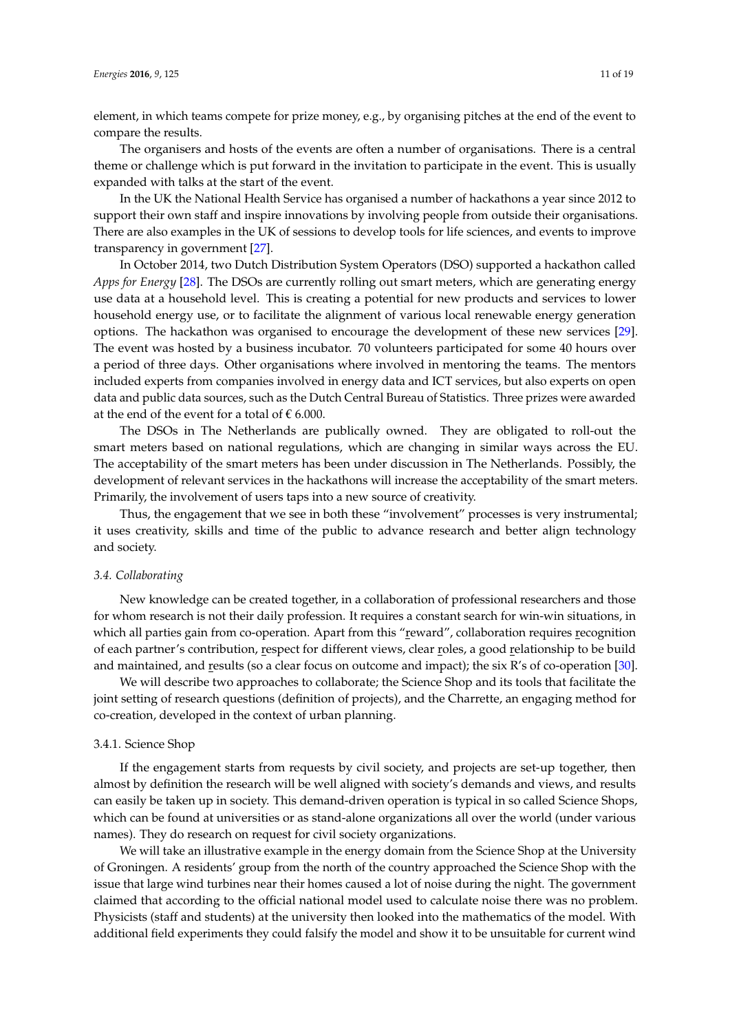element, in which teams compete for prize money, e.g., by organising pitches at the end of the event to compare the results.

The organisers and hosts of the events are often a number of organisations. There is a central theme or challenge which is put forward in the invitation to participate in the event. This is usually expanded with talks at the start of the event.

In the UK the National Health Service has organised a number of hackathons a year since 2012 to support their own staff and inspire innovations by involving people from outside their organisations. There are also examples in the UK of sessions to develop tools for life sciences, and events to improve transparency in government [27].

In October 2014, two Dutch Distribution System Operators (DSO) supported a hackathon called *Apps for Energy* [28]. The DSOs are currently rolling out smart meters, which are generating energy use data at a household level. This is creating a potential for new products and services to lower household energy use, or to facilitate the alignment of various local renewable energy generation options. The hackathon was organised to encourage the development of these new services [29]. The event was hosted by a business incubator. 70 volunteers participated for some 40 hours over a period of three days. Other organisations where involved in mentoring the teams. The mentors included experts from companies involved in energy data and ICT services, but also experts on open data and public data sources, such as the Dutch Central Bureau of Statistics. Three prizes were awarded at the end of the event for a total of € 6.000.

The DSOs in The Netherlands are publically owned. They are obligated to roll-out the smart meters based on national regulations, which are changing in similar ways across the EU. The acceptability of the smart meters has been under discussion in The Netherlands. Possibly, the development of relevant services in the hackathons will increase the acceptability of the smart meters. Primarily, the involvement of users taps into a new source of creativity.

Thus, the engagement that we see in both these "involvement" processes is very instrumental; it uses creativity, skills and time of the public to advance research and better align technology and society.

### *3.4. Collaborating*

New knowledge can be created together, in a collaboration of professional researchers and those for whom research is not their daily profession. It requires a constant search for win-win situations, in which all parties gain from co-operation. Apart from this "reward", collaboration requires recognition of each partner's contribution, respect for different views, clear roles, a good relationship to be build and maintained, and results (so a clear focus on outcome and impact); the six R's of co-operation [30].

We will describe two approaches to collaborate; the Science Shop and its tools that facilitate the joint setting of research questions (definition of projects), and the Charrette, an engaging method for co-creation, developed in the context of urban planning.

#### 3.4.1. Science Shop

If the engagement starts from requests by civil society, and projects are set-up together, then almost by definition the research will be well aligned with society's demands and views, and results can easily be taken up in society. This demand-driven operation is typical in so called Science Shops, which can be found at universities or as stand-alone organizations all over the world (under various names). They do research on request for civil society organizations.

We will take an illustrative example in the energy domain from the Science Shop at the University of Groningen. A residents' group from the north of the country approached the Science Shop with the issue that large wind turbines near their homes caused a lot of noise during the night. The government claimed that according to the official national model used to calculate noise there was no problem. Physicists (staff and students) at the university then looked into the mathematics of the model. With additional field experiments they could falsify the model and show it to be unsuitable for current wind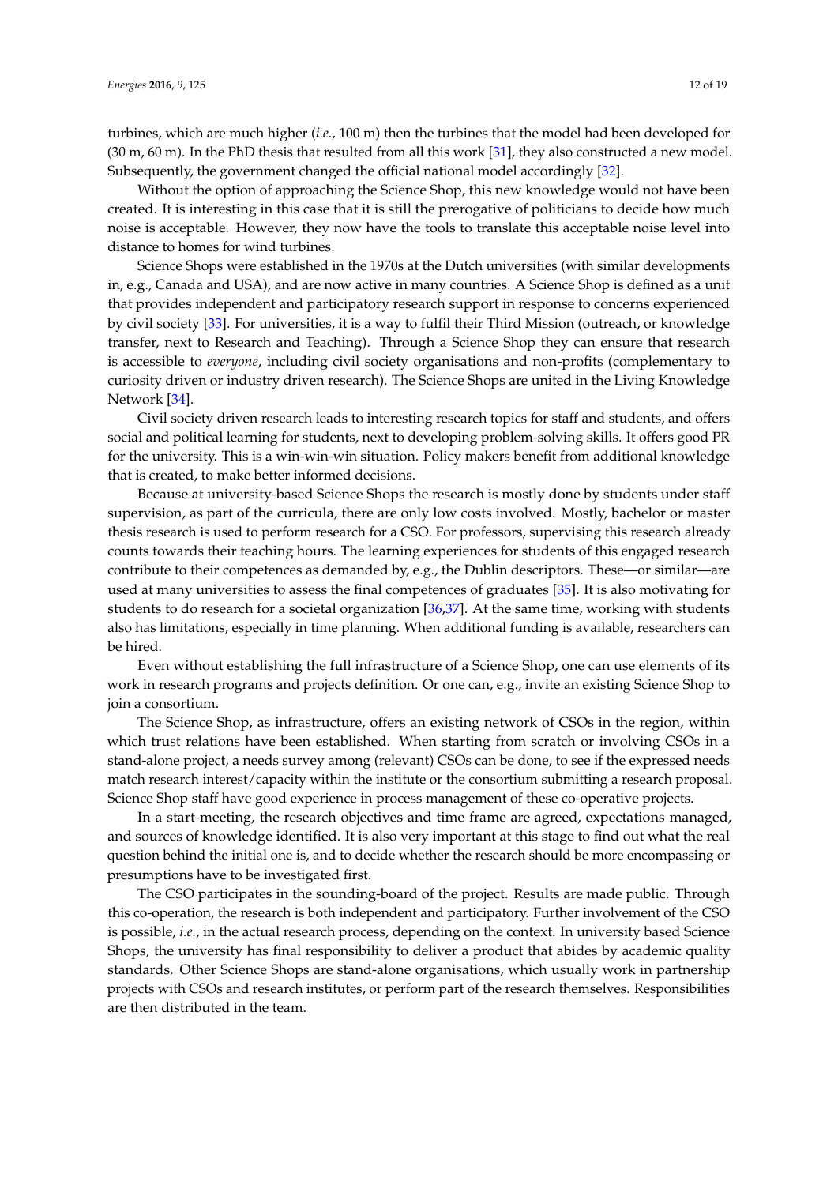turbines, which are much higher (*i.e.*, 100 m) then the turbines that the model had been developed for (30 m, 60 m). In the PhD thesis that resulted from all this work [31], they also constructed a new model. Subsequently, the government changed the official national model accordingly [32].

Without the option of approaching the Science Shop, this new knowledge would not have been created. It is interesting in this case that it is still the prerogative of politicians to decide how much noise is acceptable. However, they now have the tools to translate this acceptable noise level into distance to homes for wind turbines.

Science Shops were established in the 1970s at the Dutch universities (with similar developments in, e.g., Canada and USA), and are now active in many countries. A Science Shop is defined as a unit that provides independent and participatory research support in response to concerns experienced by civil society [33]. For universities, it is a way to fulfil their Third Mission (outreach, or knowledge transfer, next to Research and Teaching). Through a Science Shop they can ensure that research is accessible to *everyone*, including civil society organisations and non-profits (complementary to curiosity driven or industry driven research). The Science Shops are united in the Living Knowledge Network [34].

Civil society driven research leads to interesting research topics for staff and students, and offers social and political learning for students, next to developing problem-solving skills. It offers good PR for the university. This is a win-win-win situation. Policy makers benefit from additional knowledge that is created, to make better informed decisions.

Because at university-based Science Shops the research is mostly done by students under staff supervision, as part of the curricula, there are only low costs involved. Mostly, bachelor or master thesis research is used to perform research for a CSO. For professors, supervising this research already counts towards their teaching hours. The learning experiences for students of this engaged research contribute to their competences as demanded by, e.g., the Dublin descriptors. These—or similar—are used at many universities to assess the final competences of graduates [35]. It is also motivating for students to do research for a societal organization [36,37]. At the same time, working with students also has limitations, especially in time planning. When additional funding is available, researchers can be hired.

Even without establishing the full infrastructure of a Science Shop, one can use elements of its work in research programs and projects definition. Or one can, e.g., invite an existing Science Shop to join a consortium.

The Science Shop, as infrastructure, offers an existing network of CSOs in the region, within which trust relations have been established. When starting from scratch or involving CSOs in a stand-alone project, a needs survey among (relevant) CSOs can be done, to see if the expressed needs match research interest/capacity within the institute or the consortium submitting a research proposal. Science Shop staff have good experience in process management of these co-operative projects.

In a start-meeting, the research objectives and time frame are agreed, expectations managed, and sources of knowledge identified. It is also very important at this stage to find out what the real question behind the initial one is, and to decide whether the research should be more encompassing or presumptions have to be investigated first.

The CSO participates in the sounding-board of the project. Results are made public. Through this co-operation, the research is both independent and participatory. Further involvement of the CSO is possible, *i.e.*, in the actual research process, depending on the context. In university based Science Shops, the university has final responsibility to deliver a product that abides by academic quality standards. Other Science Shops are stand-alone organisations, which usually work in partnership projects with CSOs and research institutes, or perform part of the research themselves. Responsibilities are then distributed in the team.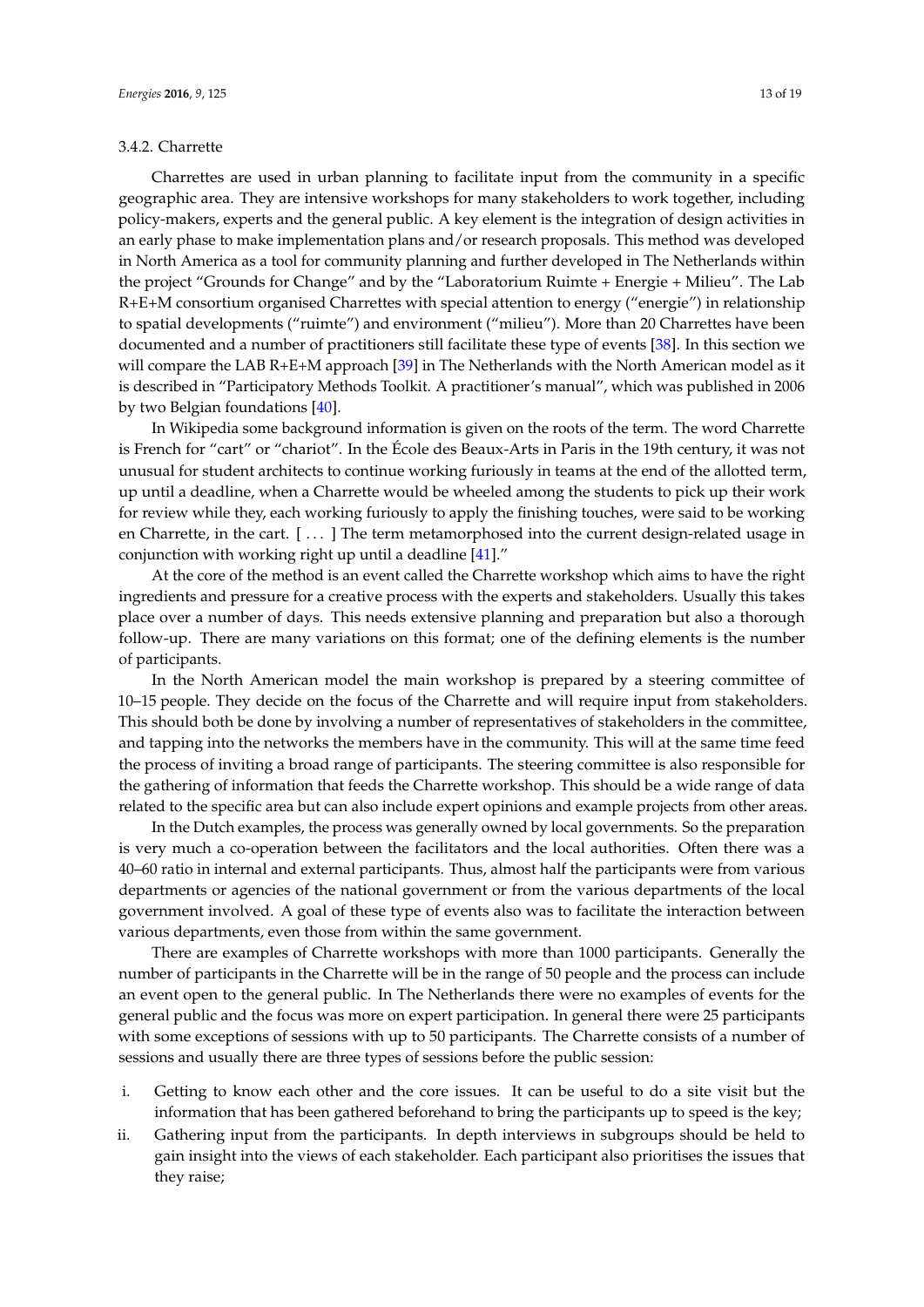#### 3.4.2. Charrette

Charrettes are used in urban planning to facilitate input from the community in a specific geographic area. They are intensive workshops for many stakeholders to work together, including policy-makers, experts and the general public. A key element is the integration of design activities in an early phase to make implementation plans and/or research proposals. This method was developed in North America as a tool for community planning and further developed in The Netherlands within the project "Grounds for Change" and by the "Laboratorium Ruimte + Energie + Milieu". The Lab R+E+M consortium organised Charrettes with special attention to energy ("energie") in relationship to spatial developments ("ruimte") and environment ("milieu"). More than 20 Charrettes have been documented and a number of practitioners still facilitate these type of events [38]. In this section we will compare the LAB R+E+M approach [39] in The Netherlands with the North American model as it is described in "Participatory Methods Toolkit. A practitioner's manual", which was published in 2006 by two Belgian foundations [40].

In Wikipedia some background information is given on the roots of the term. The word Charrette is French for "cart" or "chariot". In the École des Beaux-Arts in Paris in the 19th century, it was not unusual for student architects to continue working furiously in teams at the end of the allotted term, up until a deadline, when a Charrette would be wheeled among the students to pick up their work for review while they, each working furiously to apply the finishing touches, were said to be working en Charrette, in the cart. [ ... ] The term metamorphosed into the current design-related usage in conjunction with working right up until a deadline [41]."

At the core of the method is an event called the Charrette workshop which aims to have the right ingredients and pressure for a creative process with the experts and stakeholders. Usually this takes place over a number of days. This needs extensive planning and preparation but also a thorough follow-up. There are many variations on this format; one of the defining elements is the number of participants.

In the North American model the main workshop is prepared by a steering committee of 10–15 people. They decide on the focus of the Charrette and will require input from stakeholders. This should both be done by involving a number of representatives of stakeholders in the committee, and tapping into the networks the members have in the community. This will at the same time feed the process of inviting a broad range of participants. The steering committee is also responsible for the gathering of information that feeds the Charrette workshop. This should be a wide range of data related to the specific area but can also include expert opinions and example projects from other areas.

In the Dutch examples, the process was generally owned by local governments. So the preparation is very much a co-operation between the facilitators and the local authorities. Often there was a 40–60 ratio in internal and external participants. Thus, almost half the participants were from various departments or agencies of the national government or from the various departments of the local government involved. A goal of these type of events also was to facilitate the interaction between various departments, even those from within the same government.

There are examples of Charrette workshops with more than 1000 participants. Generally the number of participants in the Charrette will be in the range of 50 people and the process can include an event open to the general public. In The Netherlands there were no examples of events for the general public and the focus was more on expert participation. In general there were 25 participants with some exceptions of sessions with up to 50 participants. The Charrette consists of a number of sessions and usually there are three types of sessions before the public session:

i. Getting to know each other and the core issues. It can be useful to do a site visit but the information that has been gathered beforehand to bring the participants up to speed is the key;
ii. Gathering input from the participants. In depth interviews in subgroups should be held to gain insight into the views of each stakeholder. Each participant also prioritises the issues that they raise;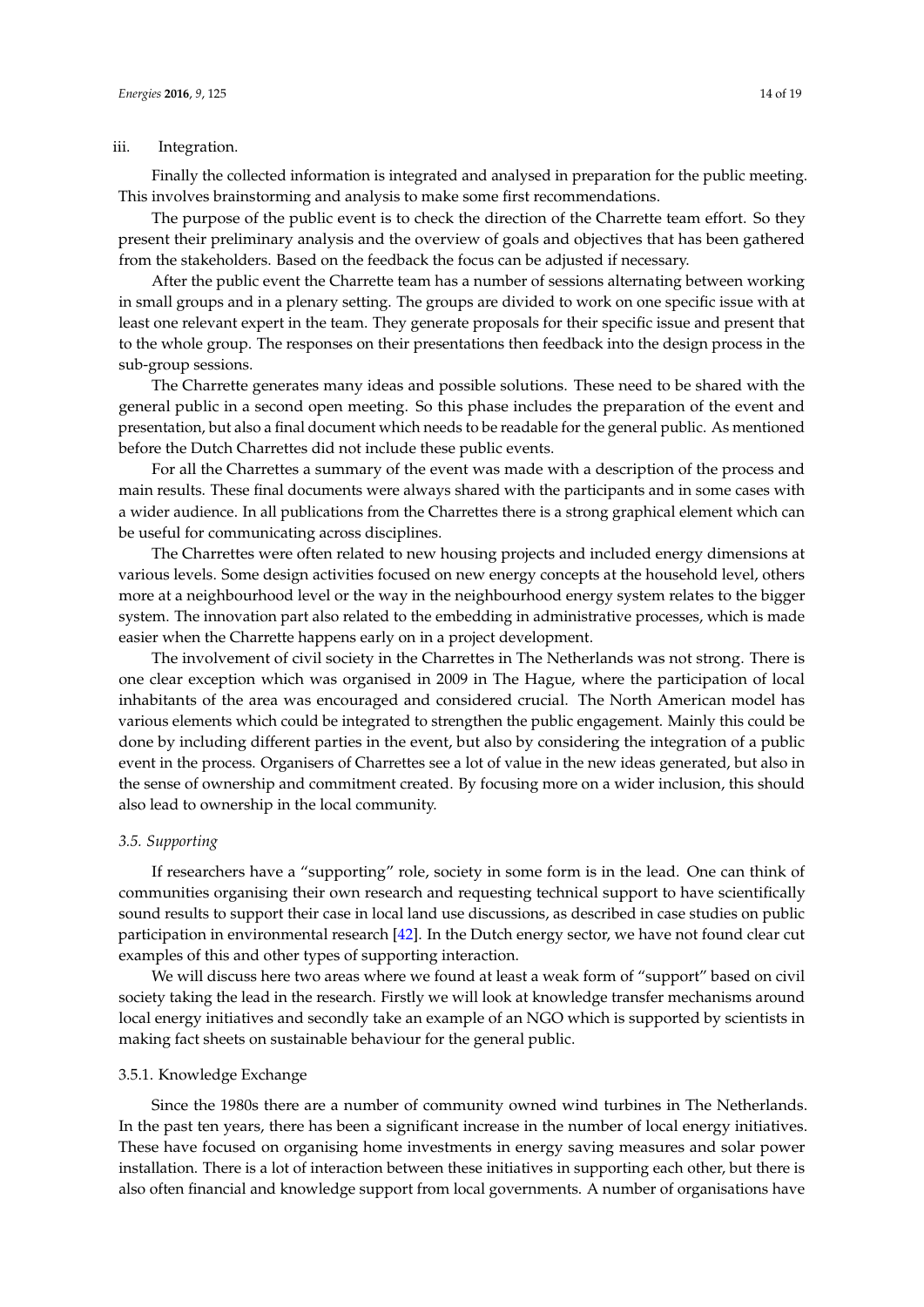iii. Integration.

Finally the collected information is integrated and analysed in preparation for the public meeting. This involves brainstorming and analysis to make some first recommendations.

The purpose of the public event is to check the direction of the Charrette team effort. So they present their preliminary analysis and the overview of goals and objectives that has been gathered from the stakeholders. Based on the feedback the focus can be adjusted if necessary.

After the public event the Charrette team has a number of sessions alternating between working in small groups and in a plenary setting. The groups are divided to work on one specific issue with at least one relevant expert in the team. They generate proposals for their specific issue and present that to the whole group. The responses on their presentations then feedback into the design process in the sub-group sessions.

The Charrette generates many ideas and possible solutions. These need to be shared with the general public in a second open meeting. So this phase includes the preparation of the event and presentation, but also a final document which needs to be readable for the general public. As mentioned before the Dutch Charrettes did not include these public events.

For all the Charrettes a summary of the event was made with a description of the process and main results. These final documents were always shared with the participants and in some cases with a wider audience. In all publications from the Charrettes there is a strong graphical element which can be useful for communicating across disciplines.

The Charrettes were often related to new housing projects and included energy dimensions at various levels. Some design activities focused on new energy concepts at the household level, others more at a neighbourhood level or the way in the neighbourhood energy system relates to the bigger system. The innovation part also related to the embedding in administrative processes, which is made easier when the Charrette happens early on in a project development.

The involvement of civil society in the Charrettes in The Netherlands was not strong. There is one clear exception which was organised in 2009 in The Hague, where the participation of local inhabitants of the area was encouraged and considered crucial. The North American model has various elements which could be integrated to strengthen the public engagement. Mainly this could be done by including different parties in the event, but also by considering the integration of a public event in the process. Organisers of Charrettes see a lot of value in the new ideas generated, but also in the sense of ownership and commitment created. By focusing more on a wider inclusion, this should also lead to ownership in the local community.

### *3.5. Supporting*

If researchers have a "supporting" role, society in some form is in the lead. One can think of communities organising their own research and requesting technical support to have scientifically sound results to support their case in local land use discussions, as described in case studies on public participation in environmental research [42]. In the Dutch energy sector, we have not found clear cut examples of this and other types of supporting interaction.

We will discuss here two areas where we found at least a weak form of "support" based on civil society taking the lead in the research. Firstly we will look at knowledge transfer mechanisms around local energy initiatives and secondly take an example of an NGO which is supported by scientists in making fact sheets on sustainable behaviour for the general public.

#### 3.5.1. Knowledge Exchange

Since the 1980s there are a number of community owned wind turbines in The Netherlands. In the past ten years, there has been a significant increase in the number of local energy initiatives. These have focused on organising home investments in energy saving measures and solar power installation. There is a lot of interaction between these initiatives in supporting each other, but there is also often financial and knowledge support from local governments. A number of organisations have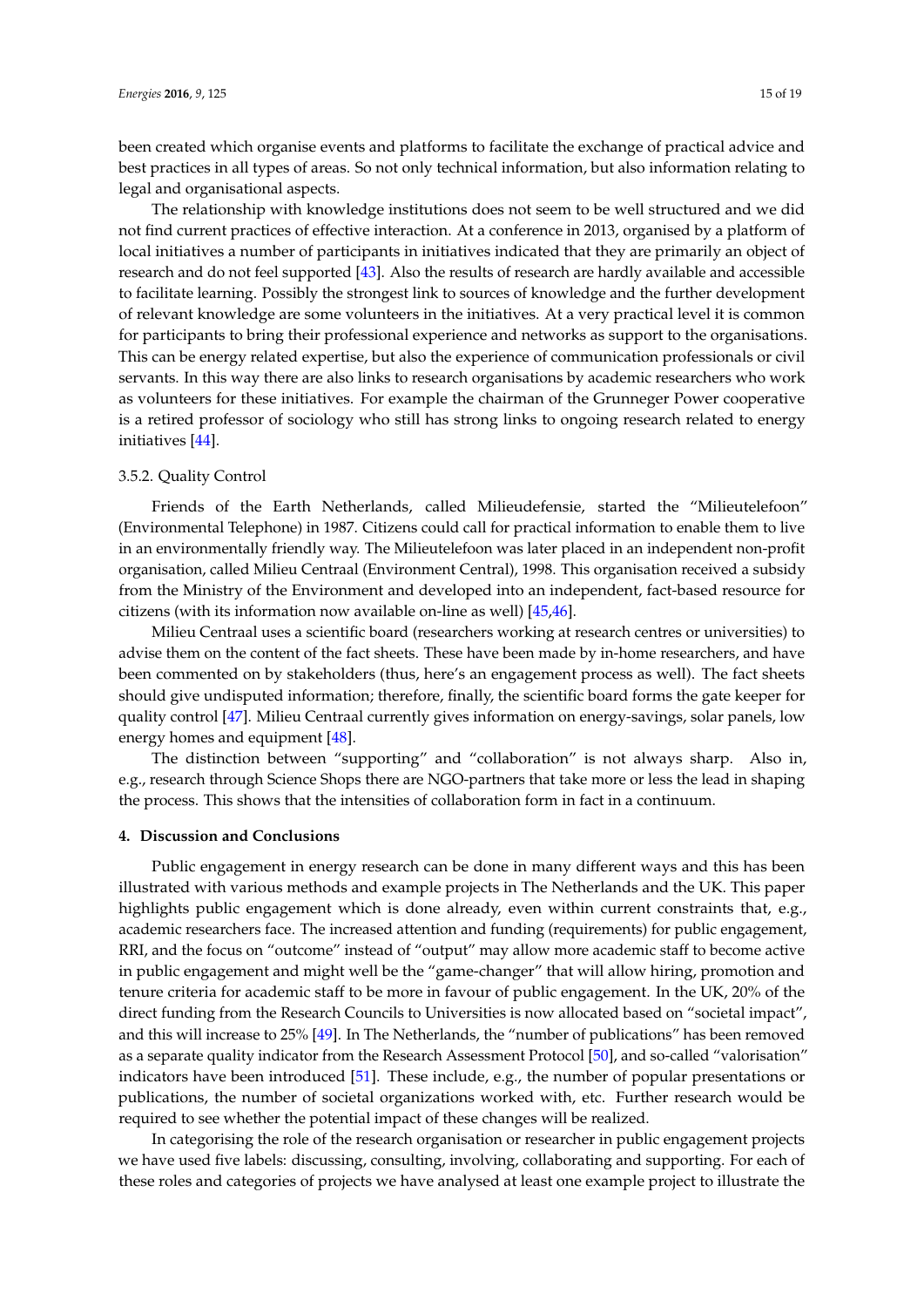been created which organise events and platforms to facilitate the exchange of practical advice and best practices in all types of areas. So not only technical information, but also information relating to legal and organisational aspects.

The relationship with knowledge institutions does not seem to be well structured and we did not find current practices of effective interaction. At a conference in 2013, organised by a platform of local initiatives a number of participants in initiatives indicated that they are primarily an object of research and do not feel supported [43]. Also the results of research are hardly available and accessible to facilitate learning. Possibly the strongest link to sources of knowledge and the further development of relevant knowledge are some volunteers in the initiatives. At a very practical level it is common for participants to bring their professional experience and networks as support to the organisations. This can be energy related expertise, but also the experience of communication professionals or civil servants. In this way there are also links to research organisations by academic researchers who work as volunteers for these initiatives. For example the chairman of the Grunneger Power cooperative is a retired professor of sociology who still has strong links to ongoing research related to energy initiatives [44].

### 3.5.2. Quality Control

Friends of the Earth Netherlands, called Milieudefensie, started the "Milieutelefoon" (Environmental Telephone) in 1987. Citizens could call for practical information to enable them to live in an environmentally friendly way. The Milieutelefoon was later placed in an independent non-profit organisation, called Milieu Centraal (Environment Central), 1998. This organisation received a subsidy from the Ministry of the Environment and developed into an independent, fact-based resource for citizens (with its information now available on-line as well) [45,46].

Milieu Centraal uses a scientific board (researchers working at research centres or universities) to advise them on the content of the fact sheets. These have been made by in-home researchers, and have been commented on by stakeholders (thus, here's an engagement process as well). The fact sheets should give undisputed information; therefore, finally, the scientific board forms the gate keeper for quality control [47]. Milieu Centraal currently gives information on energy-savings, solar panels, low energy homes and equipment [48].

The distinction between "supporting" and "collaboration" is not always sharp. Also in, e.g., research through Science Shops there are NGO-partners that take more or less the lead in shaping the process. This shows that the intensities of collaboration form in fact in a continuum.

## 4. Discussion and Conclusions

Public engagement in energy research can be done in many different ways and this has been illustrated with various methods and example projects in The Netherlands and the UK. This paper highlights public engagement which is done already, even within current constraints that, e.g., academic researchers face. The increased attention and funding (requirements) for public engagement, RRI, and the focus on "outcome" instead of "output" may allow more academic staff to become active in public engagement and might well be the "game-changer" that will allow hiring, promotion and tenure criteria for academic staff to be more in favour of public engagement. In the UK, 20% of the direct funding from the Research Councils to Universities is now allocated based on "societal impact", and this will increase to 25% [49]. In The Netherlands, the "number of publications" has been removed as a separate quality indicator from the Research Assessment Protocol [50], and so-called "valorisation" indicators have been introduced [51]. These include, e.g., the number of popular presentations or publications, the number of societal organizations worked with, etc. Further research would be required to see whether the potential impact of these changes will be realized.

In categorising the role of the research organisation or researcher in public engagement projects we have used five labels: discussing, consulting, involving, collaborating and supporting. For each of these roles and categories of projects we have analysed at least one example project to illustrate the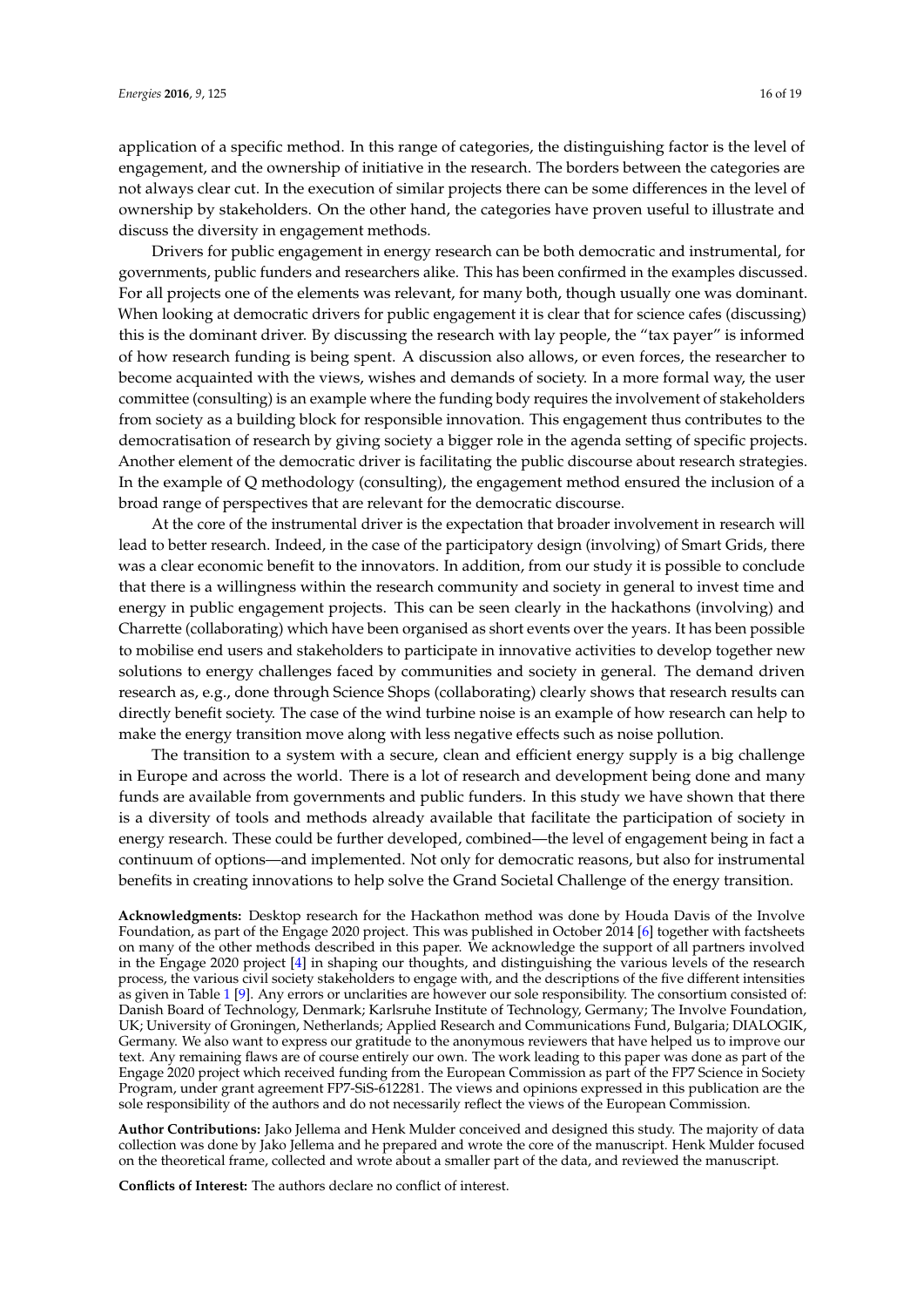application of a specific method. In this range of categories, the distinguishing factor is the level of engagement, and the ownership of initiative in the research. The borders between the categories are not always clear cut. In the execution of similar projects there can be some differences in the level of ownership by stakeholders. On the other hand, the categories have proven useful to illustrate and discuss the diversity in engagement methods.

Drivers for public engagement in energy research can be both democratic and instrumental, for governments, public funders and researchers alike. This has been confirmed in the examples discussed. For all projects one of the elements was relevant, for many both, though usually one was dominant. When looking at democratic drivers for public engagement it is clear that for science cafes (discussing) this is the dominant driver. By discussing the research with lay people, the "tax payer" is informed of how research funding is being spent. A discussion also allows, or even forces, the researcher to become acquainted with the views, wishes and demands of society. In a more formal way, the user committee (consulting) is an example where the funding body requires the involvement of stakeholders from society as a building block for responsible innovation. This engagement thus contributes to the democratisation of research by giving society a bigger role in the agenda setting of specific projects. Another element of the democratic driver is facilitating the public discourse about research strategies. In the example of Q methodology (consulting), the engagement method ensured the inclusion of a broad range of perspectives that are relevant for the democratic discourse.

At the core of the instrumental driver is the expectation that broader involvement in research will lead to better research. Indeed, in the case of the participatory design (involving) of Smart Grids, there was a clear economic benefit to the innovators. In addition, from our study it is possible to conclude that there is a willingness within the research community and society in general to invest time and energy in public engagement projects. This can be seen clearly in the hackathons (involving) and Charrette (collaborating) which have been organised as short events over the years. It has been possible to mobilise end users and stakeholders to participate in innovative activities to develop together new solutions to energy challenges faced by communities and society in general. The demand driven research as, e.g., done through Science Shops (collaborating) clearly shows that research results can directly benefit society. The case of the wind turbine noise is an example of how research can help to make the energy transition move along with less negative effects such as noise pollution.

The transition to a system with a secure, clean and efficient energy supply is a big challenge in Europe and across the world. There is a lot of research and development being done and many funds are available from governments and public funders. In this study we have shown that there is a diversity of tools and methods already available that facilitate the participation of society in energy research. These could be further developed, combined—the level of engagement being in fact a continuum of options—and implemented. Not only for democratic reasons, but also for instrumental benefits in creating innovations to help solve the Grand Societal Challenge of the energy transition.

**Acknowledgments:** Desktop research for the Hackathon method was done by Houda Davis of the Involve Foundation, as part of the Engage 2020 project. This was published in October 2014 [6] together with factsheets on many of the other methods described in this paper. We acknowledge the support of all partners involved in the Engage 2020 project [4] in shaping our thoughts, and distinguishing the various levels of the research process, the various civil society stakeholders to engage with, and the descriptions of the five different intensities as given in Table 1 [9]. Any errors or unclarities are however our sole responsibility. The consortium consisted of: Danish Board of Technology, Denmark; Karlsruhe Institute of Technology, Germany; The Involve Foundation, UK; University of Groningen, Netherlands; Applied Research and Communications Fund, Bulgaria; DIALOGIK, Germany. We also want to express our gratitude to the anonymous reviewers that have helped us to improve our text. Any remaining flaws are of course entirely our own. The work leading to this paper was done as part of the Engage 2020 project which received funding from the European Commission as part of the FP7 Science in Society Program, under grant agreement FP7-SiS-612281. The views and opinions expressed in this publication are the sole responsibility of the authors and do not necessarily reflect the views of the European Commission.

**Author Contributions:** Jako Jellema and Henk Mulder conceived and designed this study. The majority of data collection was done by Jako Jellema and he prepared and wrote the core of the manuscript. Henk Mulder focused on the theoretical frame, collected and wrote about a smaller part of the data, and reviewed the manuscript.

**Conflicts of Interest:** The authors declare no conflict of interest.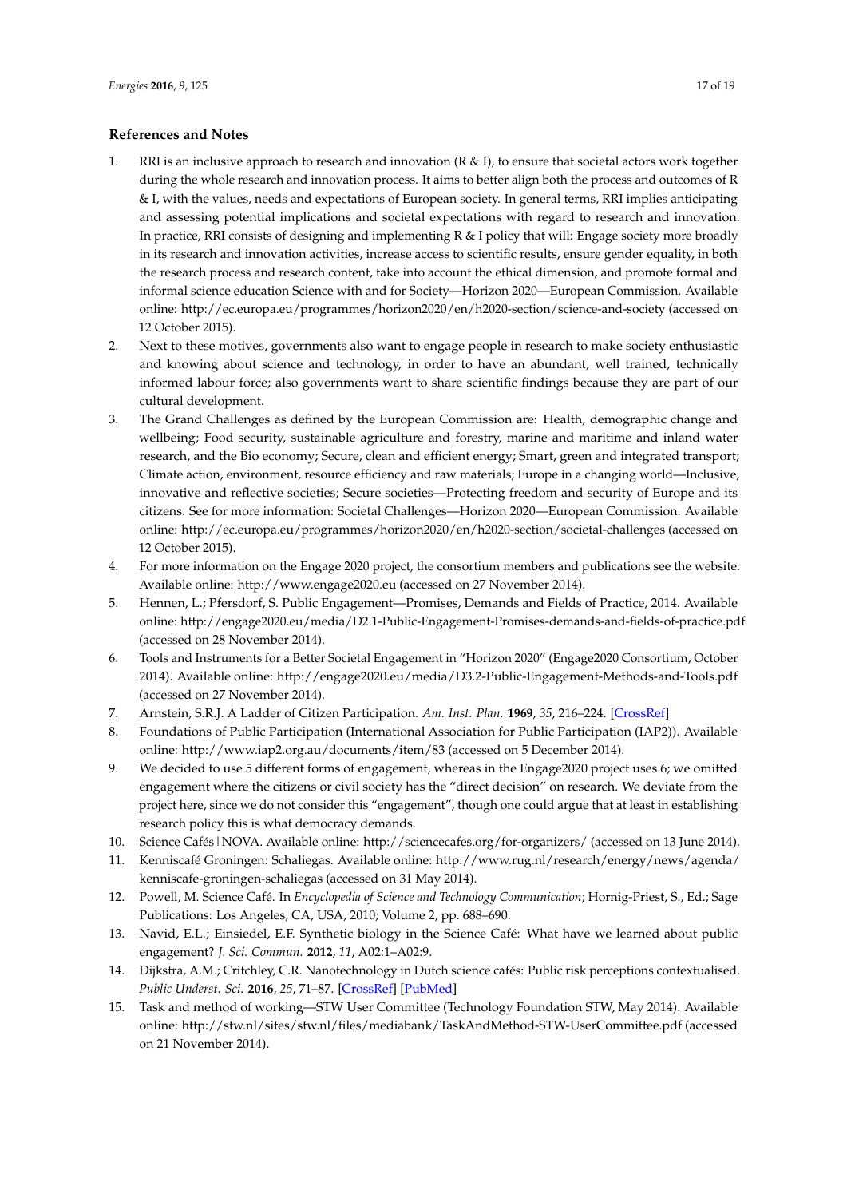## References and Notes

1. RRI is an inclusive approach to research and innovation (R & I), to ensure that societal actors work together during the whole research and innovation process. It aims to better align both the process and outcomes of R & I, with the values, needs and expectations of European society. In general terms, RRI implies anticipating and assessing potential implications and societal expectations with regard to research and innovation. In practice, RRI consists of designing and implementing R & I policy that will: Engage society more broadly in its research and innovation activities, increase access to scientific results, ensure gender equality, in both the research process and research content, take into account the ethical dimension, and promote formal and informal science education Science with and for Society—Horizon 2020—European Commission. Available online: http://ec.europa.eu/programmes/horizon2020/en/h2020-section/science-and-society (accessed on 12 October 2015).
2. Next to these motives, governments also want to engage people in research to make society enthusiastic and knowing about science and technology, in order to have an abundant, well trained, technically informed labour force; also governments want to share scientific findings because they are part of our cultural development.
3. The Grand Challenges as defined by the European Commission are: Health, demographic change and wellbeing; Food security, sustainable agriculture and forestry, marine and maritime and inland water research, and the Bio economy; Secure, clean and efficient energy; Smart, green and integrated transport; Climate action, environment, resource efficiency and raw materials; Europe in a changing world—Inclusive, innovative and reflective societies; Secure societies—Protecting freedom and security of Europe and its citizens. See for more information: Societal Challenges—Horizon 2020—European Commission. Available online: http://ec.europa.eu/programmes/horizon2020/en/h2020-section/societal-challenges (accessed on 12 October 2015).
4. For more information on the Engage 2020 project, the consortium members and publications see the website. Available online: http://www.engage2020.eu (accessed on 27 November 2014).
5. Hennen, L.; Pfersdorf, S. Public Engagement—Promises, Demands and Fields of Practice, 2014. Available online: http://engage2020.eu/media/D2.1-Public-Engagement-Promises-demands-and-fields-of-practice.pdf (accessed on 28 November 2014).
6. Tools and Instruments for a Better Societal Engagement in "Horizon 2020" (Engage2020 Consortium, October 2014). Available online: http://engage2020.eu/media/D3.2-Public-Engagement-Methods-and-Tools.pdf (accessed on 27 November 2014).
7. Arnstein, S.R.J. A Ladder of Citizen Participation. *Am. Inst. Plan.* **1969**, *35*, 216–224. [CrossRef]
8. Foundations of Public Participation (International Association for Public Participation (IAP2)). Available online: http://www.iap2.org.au/documents/item/83 (accessed on 5 December 2014).
9. We decided to use 5 different forms of engagement, whereas in the Engage2020 project uses 6; we omitted engagement where the citizens or civil society has the "direct decision" on research. We deviate from the project here, since we do not consider this "engagement", though one could argue that at least in establishing research policy this is what democracy demands.
10. Science Cafés | NOVA. Available online: http://sciencecafes.org/for-organizers/ (accessed on 13 June 2014).
11. Kenniscafé Groningen: Schaliegas. Available online: http://www.rug.nl/research/energy/news/agenda/kenniscafe-groningen-schaliegas (accessed on 31 May 2014).
12. Powell, M. Science Café. In *Encyclopedia of Science and Technology Communication*; Hornig-Priest, S., Ed.; Sage Publications: Los Angeles, CA, USA, 2010; Volume 2, pp. 688–690.
13. Navid, E.L.; Einsiedel, E.F. Synthetic biology in the Science Café: What have we learned about public engagement? *J. Sci. Commun.* **2012**, *11*, A02:1–A02:9.
14. Dijkstra, A.M.; Critchley, C.R. Nanotechnology in Dutch science cafés: Public risk perceptions contextualised. *Public Underst. Sci.* **2016**, *25*, 71–87. [CrossRef] [PubMed]
15. Task and method of working—STW User Committee (Technology Foundation STW, May 2014). Available online: http://stw.nl/sites/stw.nl/files/mediabank/TaskAndMethod-STW-UserCommittee.pdf (accessed on 21 November 2014).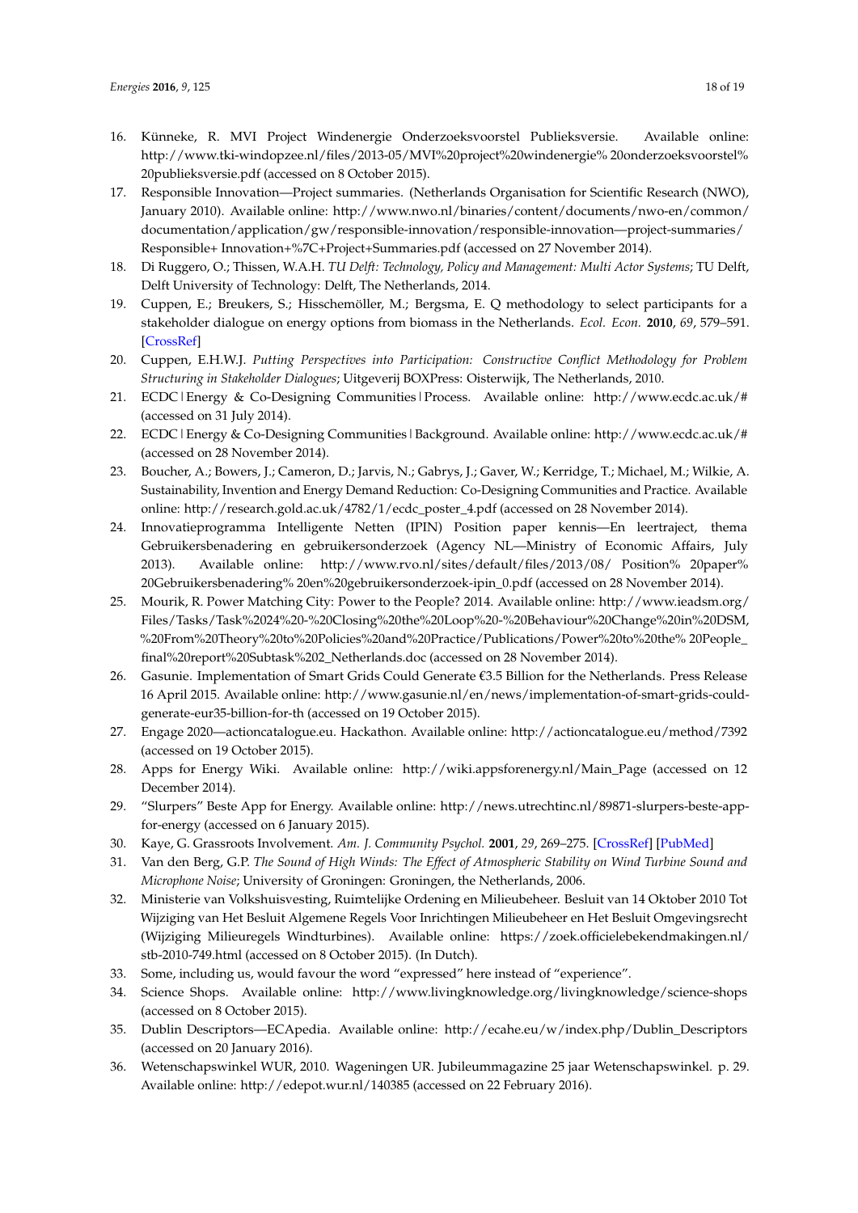16. Künneke, R. MVI Project Windenergie Onderzoeksvoorstel Publieksversie. Available online: http://www.tki-windopzee.nl/files/2013-05/MVI%20project%20windenergie% 20onderzoeksvoorstel% 20publieksversie.pdf (accessed on 8 October 2015).
17. Responsible Innovation—Project summaries. (Netherlands Organisation for Scientific Research (NWO), January 2010). Available online: http://www.nwo.nl/binaries/content/documents/nwo-en/common/documentation/application/gw/responsible-innovation/responsible-innovation—project-summaries/Responsible+ Innovation+%7C+Project+Summaries.pdf (accessed on 27 November 2014).
18. Di Ruggero, O.; Thissen, W.A.H. *TU Delft: Technology, Policy and Management: Multi Actor Systems*; TU Delft, Delft University of Technology: Delft, The Netherlands, 2014.
19. Cuppen, E.; Breukers, S.; Hisschemöller, M.; Bergsma, E. Q methodology to select participants for a stakeholder dialogue on energy options from biomass in the Netherlands. *Ecol. Econ.* **2010**, *69*, 579–591. [CrossRef]
20. Cuppen, E.H.W.J. *Putting Perspectives into Participation: Constructive Conflict Methodology for Problem Structuring in Stakeholder Dialogues*; Uitgeverij BOXPress: Oisterwijk, The Netherlands, 2010.
21. ECDC | Energy & Co-Designing Communities | Process. Available online: http://www.ecdc.ac.uk/# (accessed on 31 July 2014).
22. ECDC | Energy & Co-Designing Communities | Background. Available online: http://www.ecdc.ac.uk/# (accessed on 28 November 2014).
23. Boucher, A.; Bowers, J.; Cameron, D.; Jarvis, N.; Gabrys, J.; Gaver, W.; Kerridge, T.; Michael, M.; Wilkie, A. Sustainability, Invention and Energy Demand Reduction: Co-Designing Communities and Practice. Available online: http://research.gold.ac.uk/4782/1/ecdc_poster_4.pdf (accessed on 28 November 2014).
24. Innovatieprogramma Intelligente Netten (IPIN) Position paper kennis—En leertraject, thema Gebruikersbenadering en gebruikersonderzoek (Agency NL—Ministry of Economic Affairs, July 2013). Available online: http://www.rvo.nl/sites/default/files/2013/08/ Position% 20paper% 20Gebruikersbenadering% 20en%20gebruikersonderzoek-ipin_0.pdf (accessed on 28 November 2014).
25. Mourik, R. Power Matching City: Power to the People? 2014. Available online: http://www.ieadsm.org/Files/Tasks/Task%2024%20-%20Closing%20the%20Loop%20-%20Behaviour%20Change%20in%20DSM,%20From%20Theory%20to%20Policies%20and%20Practice/Publications/Power%20to%20the% 20People_final%20report%20Subtask%202_Netherlands.doc (accessed on 28 November 2014).
26. Gasunie. Implementation of Smart Grids Could Generate €3.5 Billion for the Netherlands. Press Release 16 April 2015. Available online: http://www.gasunie.nl/en/news/implementation-of-smart-grids-could-generate-eur35-billion-for-th (accessed on 19 October 2015).
27. Engage 2020—actioncatalogue.eu. Hackathon. Available online: http://actioncatalogue.eu/method/7392 (accessed on 19 October 2015).
28. Apps for Energy Wiki. Available online: http://wiki.appsforenergy.nl/Main_Page (accessed on 12 December 2014).
29. "Slurpers" Beste App for Energy. Available online: http://news.utrechtinc.nl/89871-slurpers-beste-app-for-energy (accessed on 6 January 2015).
30. Kaye, G. Grassroots Involvement. *Am. J. Community Psychol.* **2001**, *29*, 269–275. [CrossRef] [PubMed]
31. Van den Berg, G.P. *The Sound of High Winds: The Effect of Atmospheric Stability on Wind Turbine Sound and Microphone Noise*; University of Groningen: Groningen, the Netherlands, 2006.
32. Ministerie van Volkshuisvesting, Ruimtelijke Ordening en Milieubeheer. Besluit van 14 Oktober 2010 Tot Wijziging van Het Besluit Algemene Regels Voor Inrichtingen Milieubeheer en Het Besluit Omgevingsrecht (Wijziging Milieuregels Windturbines). Available online: https://zoek.officielebekendmakingen.nl/stb-2010-749.html (accessed on 8 October 2015). (In Dutch).
33. Some, including us, would favour the word "expressed" here instead of "experience".
34. Science Shops. Available online: http://www.livingknowledge.org/livingknowledge/science-shops (accessed on 8 October 2015).
35. Dublin Descriptors—ECApedia. Available online: http://ecahe.eu/w/index.php/Dublin_Descriptors (accessed on 20 January 2016).
36. Wetenschapswinkel WUR, 2010. Wageningen UR. Jubileummagazine 25 jaar Wetenschapswinkel. p. 29. Available online: http://edepot.wur.nl/140385 (accessed on 22 February 2016).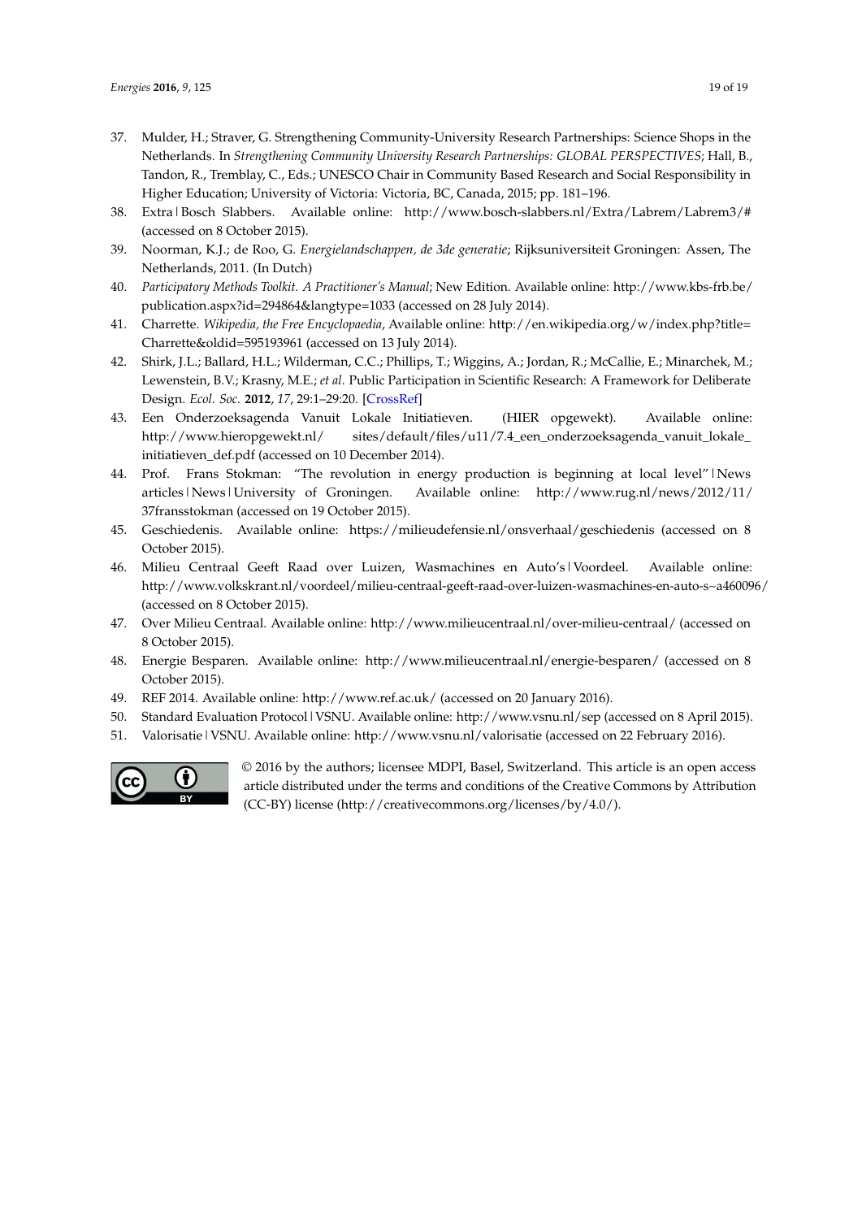37. Mulder, H.; Straver, G. Strengthening Community-University Research Partnerships: Science Shops in the Netherlands. In *Strengthening Community University Research Partnerships: GLOBAL PERSPECTIVES*; Hall, B., Tandon, R., Tremblay, C., Eds.; UNESCO Chair in Community Based Research and Social Responsibility in Higher Education; University of Victoria: Victoria, BC, Canada, 2015; pp. 181–196.
38. Extra | Bosch Slabbers. Available online: http://www.bosch-slabbers.nl/Extra/Labrem/Labrem3/# (accessed on 8 October 2015).
39. Noorman, K.J.; de Roo, G. *Energielandschappen, de 3de generatie*; Rijksuniversiteit Groningen: Assen, The Netherlands, 2011. (In Dutch)
40. *Participatory Methods Toolkit. A Practitioner's Manual*; New Edition. Available online: http://www.kbs-frb.be/publication.aspx?id=294864&langtype=1033 (accessed on 28 July 2014).
41. Charrette. *Wikipedia, the Free Encyclopaedia*, Available online: http://en.wikipedia.org/w/index.php?title=Charrette&oldid=595193961 (accessed on 13 July 2014).
42. Shirk, J.L.; Ballard, H.L.; Wilderman, C.C.; Phillips, T.; Wiggins, A.; Jordan, R.; McCallie, E.; Minarchek, M.; Lewenstein, B.V.; Krasny, M.E.; *et al*. Public Participation in Scientific Research: A Framework for Deliberate Design. *Ecol. Soc.* **2012**, *17*, 29:1–29:20. [CrossRef]
43. Een Onderzoeksagenda Vanuit Lokale Initiatieven. (HIER opgewekt). Available online: http://www.hieropgewekt.nl/ sites/default/files/u11/7.4_een_onderzoeksagenda_vanuit_lokale_initiatieven_def.pdf (accessed on 10 December 2014).
44. Prof. Frans Stokman: "The revolution in energy production is beginning at local level" | News articles | News | University of Groningen. Available online: http://www.rug.nl/news/2012/11/37fransstokman (accessed on 19 October 2015).
45. Geschiedenis. Available online: https://milieudefensie.nl/onsverhaal/geschiedenis (accessed on 8 October 2015).
46. Milieu Centraal Geeft Raad over Luizen, Wasmachines en Auto's | Voordeel. Available online: http://www.volkskrant.nl/voordeel/milieu-centraal-geeft-raad-over-luizen-wasmachines-en-auto-s~a460096/ (accessed on 8 October 2015).
47. Over Milieu Centraal. Available online: http://www.milieucentraal.nl/over-milieu-centraal/ (accessed on 8 October 2015).
48. Energie Besparen. Available online: http://www.milieucentraal.nl/energie-besparen/ (accessed on 8 October 2015).
49. REF 2014. Available online: http://www.ref.ac.uk/ (accessed on 20 January 2016).
50. Standard Evaluation Protocol | VSNU. Available online: http://www.vsnu.nl/sep (accessed on 8 April 2015).
51. Valorisatie | VSNU. Available online: http://www.vsnu.nl/valorisatie (accessed on 22 February 2016).

© 2016 by the authors; licensee MDPI, Basel, Switzerland. This article is an open access article distributed under the terms and conditions of the Creative Commons by Attribution (CC-BY) license (http://creativecommons.org/licenses/by/4.0/).